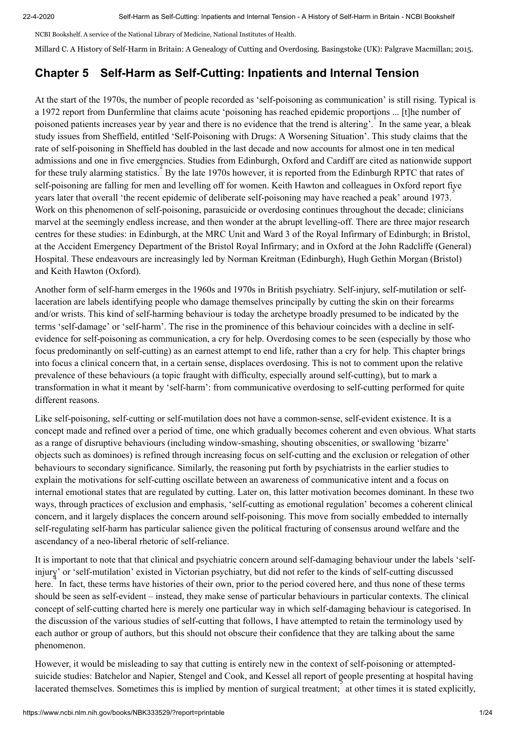NCBI Bookshelf. A service of the National Library of Medicine, National Institutes of Health.

Millard C. A History of Self-Harm in Britain: A Genealogy of Cutting and Overdosing. Basingstoke (UK): Palgrave Macmillan; 2015.

## Chapter 5 Self-Harm as Self-Cutting: Inpatients and Internal Tension

At the start of the 1970s, the number of people recorded as 'self-poisoning as communication' is still rising. Typical is a 1972 report from Dunfermline that claims acute 'poisoning has reached epidemic proportions ... [t]he number of poisoned patients increases year by year and there is no evidence that the trend is altering'.[1] In the same year, a bleak study issues from Sheffield, entitled 'Self-Poisoning with Drugs: A Worsening Situation'. This study claims that the rate of self-poisoning in Sheffield has doubled in the last decade and now accounts for almost one in ten medical admissions and one in five emergencies. Studies from Edinburgh, Oxford and Cardiff are cited as nationwide support for these truly alarming statistics.[2] By the late 1970s however, it is reported from the Edinburgh RPTC that rates of self-poisoning are falling for men and levelling off for women. Keith Hawton and colleagues in Oxford report five years later that overall 'the recent epidemic of deliberate self-poisoning may have reached a peak' around 1973.[3] Work on this phenomenon of self-poisoning, parasuicide or overdosing continues throughout the decade; clinicians marvel at the seemingly endless increase, and then wonder at the abrupt levelling-off. There are three major research centres for these studies: in Edinburgh, at the MRC Unit and Ward 3 of the Royal Infirmary of Edinburgh; in Bristol, at the Accident Emergency Department of the Bristol Royal Infirmary; and in Oxford at the John Radcliffe (General) Hospital. These endeavours are increasingly led by Norman Kreitman (Edinburgh), Hugh Gethin Morgan (Bristol) and Keith Hawton (Oxford).

Another form of self-harm emerges in the 1960s and 1970s in British psychiatry. Self-injury, self-mutilation or self-laceration are labels identifying people who damage themselves principally by cutting the skin on their forearms and/or wrists. This kind of self-harming behaviour is today the archetype broadly presumed to be indicated by the terms 'self-damage' or 'self-harm'. The rise in the prominence of this behaviour coincides with a decline in self-evidence for self-poisoning as communication, a cry for help. Overdosing comes to be seen (especially by those who focus predominantly on self-cutting) as an earnest attempt to end life, rather than a cry for help. This chapter brings into focus a clinical concern that, in a certain sense, displaces overdosing. This is not to comment upon the relative prevalence of these behaviours (a topic fraught with difficulty, especially around self-cutting), but to mark a transformation in what it meant by 'self-harm': from communicative overdosing to self-cutting performed for quite different reasons.

Like self-poisoning, self-cutting or self-mutilation does not have a common-sense, self-evident existence. It is a concept made and refined over a period of time, one which gradually becomes coherent and even obvious. What starts as a range of disruptive behaviours (including window-smashing, shouting obscenities, or swallowing 'bizarre' objects such as dominoes) is refined through increasing focus on self-cutting and the exclusion or relegation of other behaviours to secondary significance. Similarly, the reasoning put forth by psychiatrists in the earlier studies to explain the motivations for self-cutting oscillate between an awareness of communicative intent and a focus on internal emotional states that are regulated by cutting. Later on, this latter motivation becomes dominant. In these two ways, through practices of exclusion and emphasis, 'self-cutting as emotional regulation' becomes a coherent clinical concern, and it largely displaces the concern around self-poisoning. This move from socially embedded to internally self-regulating self-harm has particular salience given the political fracturing of consensus around welfare and the ascendancy of a neo-liberal rhetoric of self-reliance.

It is important to note that that clinical and psychiatric concern around self-damaging behaviour under the labels 'self-injury' or 'self-mutilation' existed in Victorian psychiatry, but did not refer to the kinds of self-cutting discussed here.[4] In fact, these terms have histories of their own, prior to the period covered here, and thus none of these terms should be seen as self-evident – instead, they make sense of particular behaviours in particular contexts. The clinical concept of self-cutting charted here is merely one particular way in which self-damaging behaviour is categorised. In the discussion of the various studies of self-cutting that follows, I have attempted to retain the terminology used by each author or group of authors, but this should not obscure their confidence that they are talking about the same phenomenon.

However, it would be misleading to say that cutting is entirely new in the context of self-poisoning or attempted-suicide studies: Batchelor and Napier, Stengel and Cook, and Kessel all report of people presenting at hospital having lacerated themselves. Sometimes this is implied by mention of surgical treatment;[5] at other times it is stated explicitly,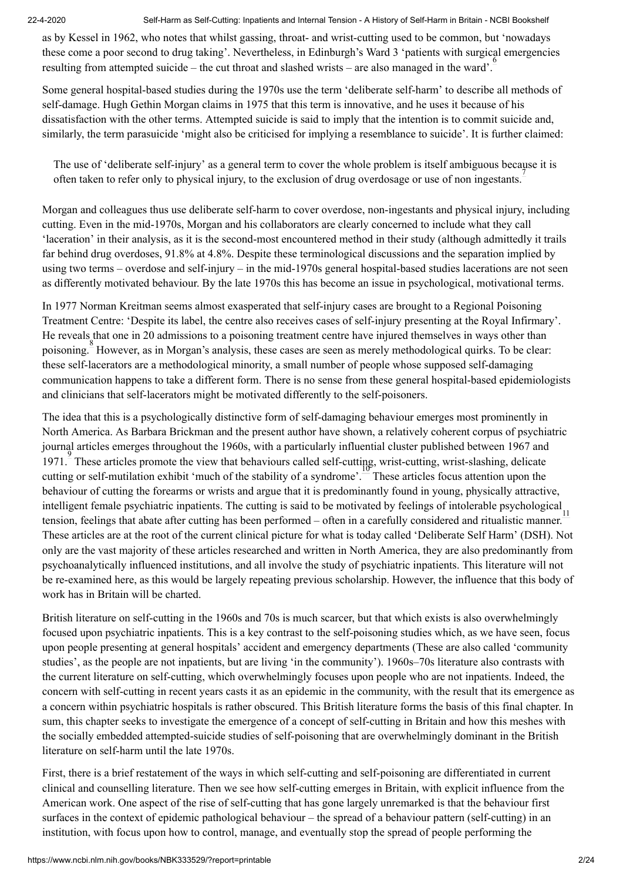as by Kessel in 1962, who notes that whilst gassing, throat- and wrist-cutting used to be common, but 'nowadays these come a poor second to drug taking'. Nevertheless, in Edinburgh's Ward 3 'patients with surgical emergencies resulting from attempted suicide – the cut throat and slashed wrists – are also managed in the ward'.[6]

Some general hospital-based studies during the 1970s use the term 'deliberate self-harm' to describe all methods of self-damage. Hugh Gethin Morgan claims in 1975 that this term is innovative, and he uses it because of his dissatisfaction with the other terms. Attempted suicide is said to imply that the intention is to commit suicide and, similarly, the term parasuicide 'might also be criticised for implying a resemblance to suicide'. It is further claimed:

> The use of 'deliberate self-injury' as a general term to cover the whole problem is itself ambiguous because it is often taken to refer only to physical injury, to the exclusion of drug overdosage or use of non ingestants.[7]

Morgan and colleagues thus use deliberate self-harm to cover overdose, non-ingestants and physical injury, including cutting. Even in the mid-1970s, Morgan and his collaborators are clearly concerned to include what they call 'laceration' in their analysis, as it is the second-most encountered method in their study (although admittedly it trails far behind drug overdoses, 91.8% at 4.8%. Despite these terminological discussions and the separation implied by using two terms – overdose and self-injury – in the mid-1970s general hospital-based studies lacerations are not seen as differently motivated behaviour. By the late 1970s this has become an issue in psychological, motivational terms.

In 1977 Norman Kreitman seems almost exasperated that self-injury cases are brought to a Regional Poisoning Treatment Centre: 'Despite its label, the centre also receives cases of self-injury presenting at the Royal Infirmary'. He reveals that one in 20 admissions to a poisoning treatment centre have injured themselves in ways other than poisoning.[8] However, as in Morgan's analysis, these cases are seen as merely methodological quirks. To be clear: these self-lacerators are a methodological minority, a small number of people whose supposed self-damaging communication happens to take a different form. There is no sense from these general hospital-based epidemiologists and clinicians that self-lacerators might be motivated differently to the self-poisoners.

The idea that this is a psychologically distinctive form of self-damaging behaviour emerges most prominently in North America. As Barbara Brickman and the present author have shown, a relatively coherent corpus of psychiatric journal articles emerges throughout the 1960s, with a particularly influential cluster published between 1967 and 1971.[9] These articles promote the view that behaviours called self-cutting, wrist-cutting, wrist-slashing, delicate cutting or self-mutilation exhibit 'much of the stability of a syndrome'.[10] These articles focus attention upon the behaviour of cutting the forearms or wrists and argue that it is predominantly found in young, physically attractive, intelligent female psychiatric inpatients. The cutting is said to be motivated by feelings of intolerable psychological tension, feelings that abate after cutting has been performed – often in a carefully considered and ritualistic manner.[11] These articles are at the root of the current clinical picture for what is today called 'Deliberate Self Harm' (DSH). Not only are the vast majority of these articles researched and written in North America, they are also predominantly from psychoanalytically influenced institutions, and all involve the study of psychiatric inpatients. This literature will not be re-examined here, as this would be largely repeating previous scholarship. However, the influence that this body of work has in Britain will be charted.

British literature on self-cutting in the 1960s and 70s is much scarcer, but that which exists is also overwhelmingly focused upon psychiatric inpatients. This is a key contrast to the self-poisoning studies which, as we have seen, focus upon people presenting at general hospitals' accident and emergency departments (These are also called 'community studies', as the people are not inpatients, but are living 'in the community'). 1960s–70s literature also contrasts with the current literature on self-cutting, which overwhelmingly focuses upon people who are not inpatients. Indeed, the concern with self-cutting in recent years casts it as an epidemic in the community, with the result that its emergence as a concern within psychiatric hospitals is rather obscured. This British literature forms the basis of this final chapter. In sum, this chapter seeks to investigate the emergence of a concept of self-cutting in Britain and how this meshes with the socially embedded attempted-suicide studies of self-poisoning that are overwhelmingly dominant in the British literature on self-harm until the late 1970s.

First, there is a brief restatement of the ways in which self-cutting and self-poisoning are differentiated in current clinical and counselling literature. Then we see how self-cutting emerges in Britain, with explicit influence from the American work. One aspect of the rise of self-cutting that has gone largely unremarked is that the behaviour first surfaces in the context of epidemic pathological behaviour – the spread of a behaviour pattern (self-cutting) in an institution, with focus upon how to control, manage, and eventually stop the spread of people performing the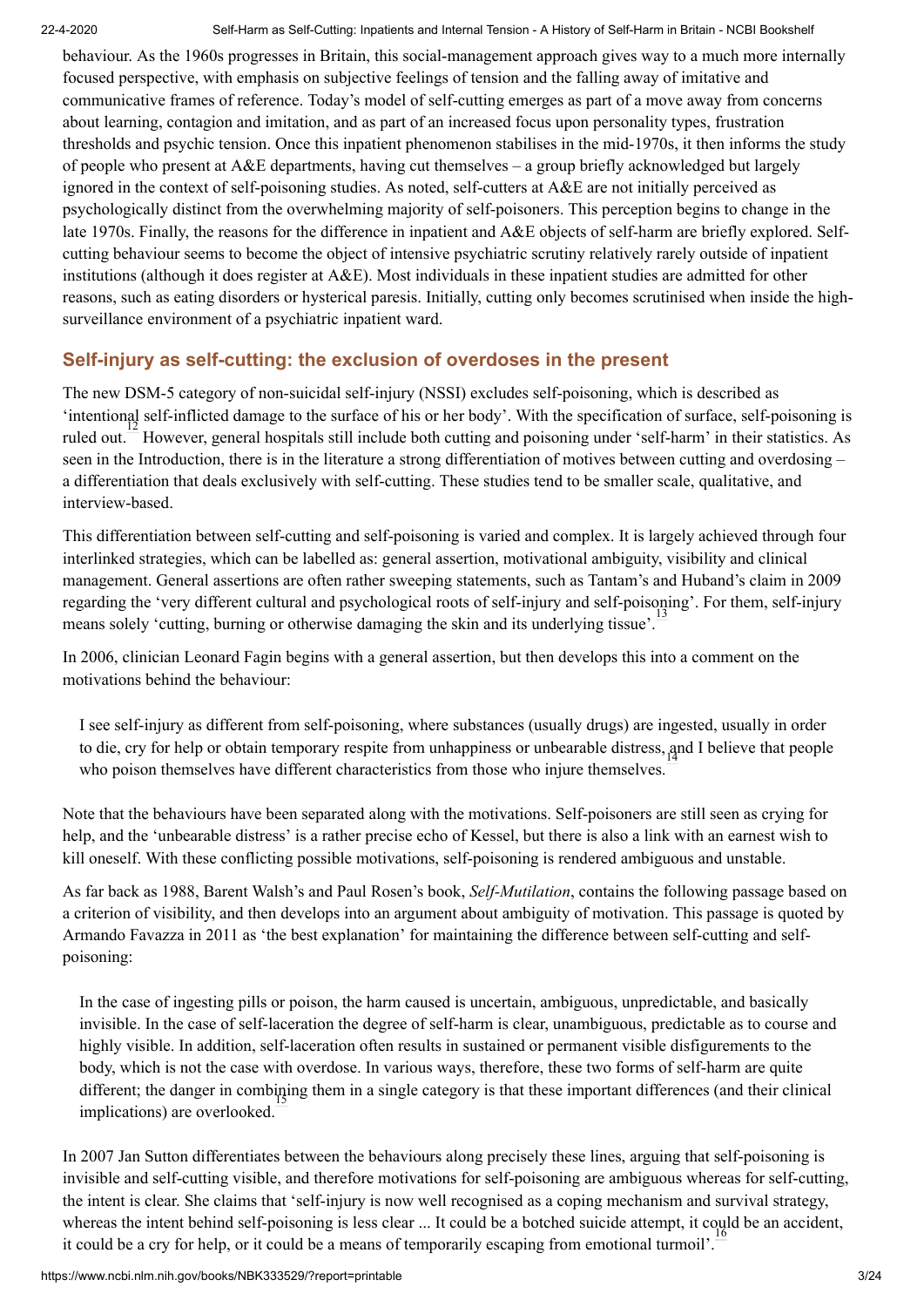behaviour. As the 1960s progresses in Britain, this social-management approach gives way to a much more internally focused perspective, with emphasis on subjective feelings of tension and the falling away of imitative and communicative frames of reference. Today's model of self-cutting emerges as part of a move away from concerns about learning, contagion and imitation, and as part of an increased focus upon personality types, frustration thresholds and psychic tension. Once this inpatient phenomenon stabilises in the mid-1970s, it then informs the study of people who present at A&E departments, having cut themselves – a group briefly acknowledged but largely ignored in the context of self-poisoning studies. As noted, self-cutters at A&E are not initially perceived as psychologically distinct from the overwhelming majority of self-poisoners. This perception begins to change in the late 1970s. Finally, the reasons for the difference in inpatient and A&E objects of self-harm are briefly explored. Self-cutting behaviour seems to become the object of intensive psychiatric scrutiny relatively rarely outside of inpatient institutions (although it does register at A&E). Most individuals in these inpatient studies are admitted for other reasons, such as eating disorders or hysterical paresis. Initially, cutting only becomes scrutinised when inside the high-surveillance environment of a psychiatric inpatient ward.

## Self-injury as self-cutting: the exclusion of overdoses in the present

The new DSM-5 category of non-suicidal self-injury (NSSI) excludes self-poisoning, which is described as 'intentional self-inflicted damage to the surface of his or her body'. With the specification of surface, self-poisoning is ruled out.[12] However, general hospitals still include both cutting and poisoning under 'self-harm' in their statistics. As seen in the Introduction, there is in the literature a strong differentiation of motives between cutting and overdosing – a differentiation that deals exclusively with self-cutting. These studies tend to be smaller scale, qualitative, and interview-based.

This differentiation between self-cutting and self-poisoning is varied and complex. It is largely achieved through four interlinked strategies, which can be labelled as: general assertion, motivational ambiguity, visibility and clinical management. General assertions are often rather sweeping statements, such as Tantam's and Huband's claim in 2009 regarding the 'very different cultural and psychological roots of self-injury and self-poisoning'. For them, self-injury means solely 'cutting, burning or otherwise damaging the skin and its underlying tissue'.[13]

In 2006, clinician Leonard Fagin begins with a general assertion, but then develops this into a comment on the motivations behind the behaviour:

> I see self-injury as different from self-poisoning, where substances (usually drugs) are ingested, usually in order to die, cry for help or obtain temporary respite from unhappiness or unbearable distress, and I believe that people who poison themselves have different characteristics from those who injure themselves.[14]

Note that the behaviours have been separated along with the motivations. Self-poisoners are still seen as crying for help, and the 'unbearable distress' is a rather precise echo of Kessel, but there is also a link with an earnest wish to kill oneself. With these conflicting possible motivations, self-poisoning is rendered ambiguous and unstable.

As far back as 1988, Barent Walsh's and Paul Rosen's book, *Self-Mutilation*, contains the following passage based on a criterion of visibility, and then develops into an argument about ambiguity of motivation. This passage is quoted by Armando Favazza in 2011 as 'the best explanation' for maintaining the difference between self-cutting and self-poisoning:

> In the case of ingesting pills or poison, the harm caused is uncertain, ambiguous, unpredictable, and basically invisible. In the case of self-laceration the degree of self-harm is clear, unambiguous, predictable as to course and highly visible. In addition, self-laceration often results in sustained or permanent visible disfigurements to the body, which is not the case with overdose. In various ways, therefore, these two forms of self-harm are quite different; the danger in combining them in a single category is that these important differences (and their clinical implications) are overlooked.[15]

In 2007 Jan Sutton differentiates between the behaviours along precisely these lines, arguing that self-poisoning is invisible and self-cutting visible, and therefore motivations for self-poisoning are ambiguous whereas for self-cutting, the intent is clear. She claims that 'self-injury is now well recognised as a coping mechanism and survival strategy, whereas the intent behind self-poisoning is less clear ... It could be a botched suicide attempt, it could be an accident, it could be a cry for help, or it could be a means of temporarily escaping from emotional turmoil'.[16]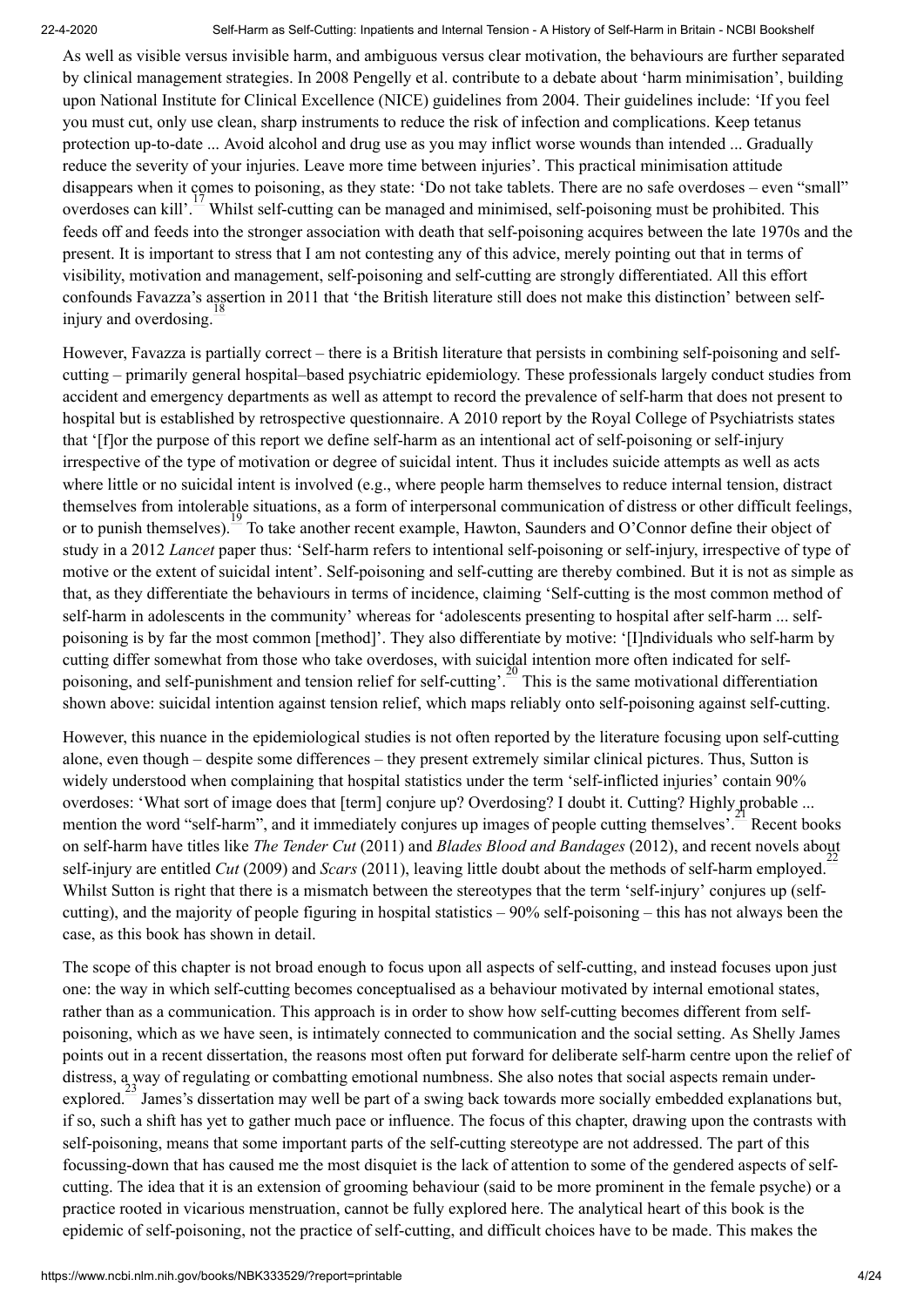As well as visible versus invisible harm, and ambiguous versus clear motivation, the behaviours are further separated by clinical management strategies. In 2008 Pengelly et al. contribute to a debate about 'harm minimisation', building upon National Institute for Clinical Excellence (NICE) guidelines from 2004. Their guidelines include: 'If you feel you must cut, only use clean, sharp instruments to reduce the risk of infection and complications. Keep tetanus protection up-to-date ... Avoid alcohol and drug use as you may inflict worse wounds than intended ... Gradually reduce the severity of your injuries. Leave more time between injuries'. This practical minimisation attitude disappears when it comes to poisoning, as they state: 'Do not take tablets. There are no safe overdoses – even "small" overdoses can kill'.[17] Whilst self-cutting can be managed and minimised, self-poisoning must be prohibited. This feeds off and feeds into the stronger association with death that self-poisoning acquires between the late 1970s and the present. It is important to stress that I am not contesting any of this advice, merely pointing out that in terms of visibility, motivation and management, self-poisoning and self-cutting are strongly differentiated. All this effort confounds Favazza's assertion in 2011 that 'the British literature still does not make this distinction' between self-injury and overdosing.[18]

However, Favazza is partially correct – there is a British literature that persists in combining self-poisoning and self-cutting – primarily general hospital–based psychiatric epidemiology. These professionals largely conduct studies from accident and emergency departments as well as attempt to record the prevalence of self-harm that does not present to hospital but is established by retrospective questionnaire. A 2010 report by the Royal College of Psychiatrists states that '[f]or the purpose of this report we define self-harm as an intentional act of self-poisoning or self-injury irrespective of the type of motivation or degree of suicidal intent. Thus it includes suicide attempts as well as acts where little or no suicidal intent is involved (e.g., where people harm themselves to reduce internal tension, distract themselves from intolerable situations, as a form of interpersonal communication of distress or other difficult feelings, or to punish themselves).[19] To take another recent example, Hawton, Saunders and O'Connor define their object of study in a 2012 *Lancet* paper thus: 'Self-harm refers to intentional self-poisoning or self-injury, irrespective of type of motive or the extent of suicidal intent'. Self-poisoning and self-cutting are thereby combined. But it is not as simple as that, as they differentiate the behaviours in terms of incidence, claiming 'Self-cutting is the most common method of self-harm in adolescents in the community' whereas for 'adolescents presenting to hospital after self-harm ... self-poisoning is by far the most common [method]'. They also differentiate by motive: '[I]ndividuals who self-harm by cutting differ somewhat from those who take overdoses, with suicidal intention more often indicated for self-poisoning, and self-punishment and tension relief for self-cutting'.[20] This is the same motivational differentiation shown above: suicidal intention against tension relief, which maps reliably onto self-poisoning against self-cutting.

However, this nuance in the epidemiological studies is not often reported by the literature focusing upon self-cutting alone, even though – despite some differences – they present extremely similar clinical pictures. Thus, Sutton is widely understood when complaining that hospital statistics under the term 'self-inflicted injuries' contain 90% overdoses: 'What sort of image does that [term] conjure up? Overdosing? I doubt it. Cutting? Highly probable ... mention the word "self-harm", and it immediately conjures up images of people cutting themselves'.[21] Recent books on self-harm have titles like *The Tender Cut* (2011) and *Blades Blood and Bandages* (2012), and recent novels about self-injury are entitled *Cut* (2009) and *Scars* (2011), leaving little doubt about the methods of self-harm employed.[22] Whilst Sutton is right that there is a mismatch between the stereotypes that the term 'self-injury' conjures up (self-cutting), and the majority of people figuring in hospital statistics – 90% self-poisoning – this has not always been the case, as this book has shown in detail.

The scope of this chapter is not broad enough to focus upon all aspects of self-cutting, and instead focuses upon just one: the way in which self-cutting becomes conceptualised as a behaviour motivated by internal emotional states, rather than as a communication. This approach is in order to show how self-cutting becomes different from self-poisoning, which as we have seen, is intimately connected to communication and the social setting. As Shelly James points out in a recent dissertation, the reasons most often put forward for deliberate self-harm centre upon the relief of distress, a way of regulating or combatting emotional numbness. She also notes that social aspects remain under-explored.[23] James's dissertation may well be part of a swing back towards more socially embedded explanations but, if so, such a shift has yet to gather much pace or influence. The focus of this chapter, drawing upon the contrasts with self-poisoning, means that some important parts of the self-cutting stereotype are not addressed. The part of this focussing-down that has caused me the most disquiet is the lack of attention to some of the gendered aspects of self-cutting. The idea that it is an extension of grooming behaviour (said to be more prominent in the female psyche) or a practice rooted in vicarious menstruation, cannot be fully explored here. The analytical heart of this book is the epidemic of self-poisoning, not the practice of self-cutting, and difficult choices have to be made. This makes the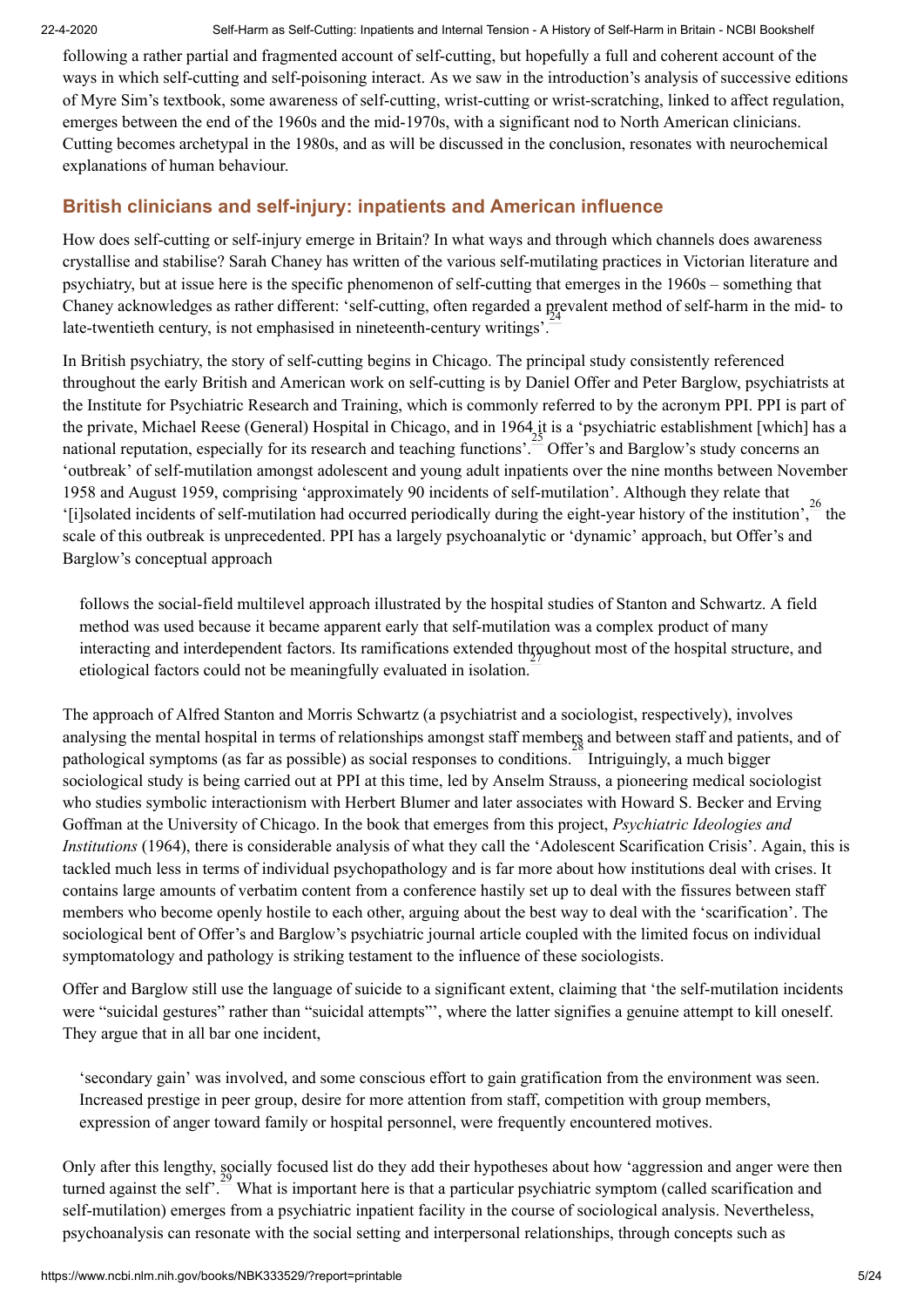following a rather partial and fragmented account of self-cutting, but hopefully a full and coherent account of the ways in which self-cutting and self-poisoning interact. As we saw in the introduction's analysis of successive editions of Myre Sim's textbook, some awareness of self-cutting, wrist-cutting or wrist-scratching, linked to affect regulation, emerges between the end of the 1960s and the mid-1970s, with a significant nod to North American clinicians. Cutting becomes archetypal in the 1980s, and as will be discussed in the conclusion, resonates with neurochemical explanations of human behaviour.

## British clinicians and self-injury: inpatients and American influence

How does self-cutting or self-injury emerge in Britain? In what ways and through which channels does awareness crystallise and stabilise? Sarah Chaney has written of the various self-mutilating practices in Victorian literature and psychiatry, but at issue here is the specific phenomenon of self-cutting that emerges in the 1960s – something that Chaney acknowledges as rather different: 'self-cutting, often regarded a prevalent method of self-harm in the mid- to late-twentieth century, is not emphasised in nineteenth-century writings'.[24]

In British psychiatry, the story of self-cutting begins in Chicago. The principal study consistently referenced throughout the early British and American work on self-cutting is by Daniel Offer and Peter Barglow, psychiatrists at the Institute for Psychiatric Research and Training, which is commonly referred to by the acronym PPI. PPI is part of the private, Michael Reese (General) Hospital in Chicago, and in 1964 it is a 'psychiatric establishment [which] has a national reputation, especially for its research and teaching functions'.[25] Offer's and Barglow's study concerns an 'outbreak' of self-mutilation amongst adolescent and young adult inpatients over the nine months between November 1958 and August 1959, comprising 'approximately 90 incidents of self-mutilation'. Although they relate that '[i]solated incidents of self-mutilation had occurred periodically during the eight-year history of the institution',[26] the scale of this outbreak is unprecedented. PPI has a largely psychoanalytic or 'dynamic' approach, but Offer's and Barglow's conceptual approach

> follows the social-field multilevel approach illustrated by the hospital studies of Stanton and Schwartz. A field method was used because it became apparent early that self-mutilation was a complex product of many interacting and interdependent factors. Its ramifications extended throughout most of the hospital structure, and etiological factors could not be meaningfully evaluated in isolation.[27]

The approach of Alfred Stanton and Morris Schwartz (a psychiatrist and a sociologist, respectively), involves analysing the mental hospital in terms of relationships amongst staff members and between staff and patients, and of pathological symptoms (as far as possible) as social responses to conditions.[28] Intriguingly, a much bigger sociological study is being carried out at PPI at this time, led by Anselm Strauss, a pioneering medical sociologist who studies symbolic interactionism with Herbert Blumer and later associates with Howard S. Becker and Erving Goffman at the University of Chicago. In the book that emerges from this project, *Psychiatric Ideologies and Institutions* (1964), there is considerable analysis of what they call the 'Adolescent Scarification Crisis'. Again, this is tackled much less in terms of individual psychopathology and is far more about how institutions deal with crises. It contains large amounts of verbatim content from a conference hastily set up to deal with the fissures between staff members who become openly hostile to each other, arguing about the best way to deal with the 'scarification'. The sociological bent of Offer's and Barglow's psychiatric journal article coupled with the limited focus on individual symptomatology and pathology is striking testament to the influence of these sociologists.

Offer and Barglow still use the language of suicide to a significant extent, claiming that 'the self-mutilation incidents were "suicidal gestures" rather than "suicidal attempts"', where the latter signifies a genuine attempt to kill oneself. They argue that in all bar one incident,

> 'secondary gain' was involved, and some conscious effort to gain gratification from the environment was seen. Increased prestige in peer group, desire for more attention from staff, competition with group members, expression of anger toward family or hospital personnel, were frequently encountered motives.

Only after this lengthy, socially focused list do they add their hypotheses about how 'aggression and anger were then turned against the self'.[29] What is important here is that a particular psychiatric symptom (called scarification and self-mutilation) emerges from a psychiatric inpatient facility in the course of sociological analysis. Nevertheless, psychoanalysis can resonate with the social setting and interpersonal relationships, through concepts such as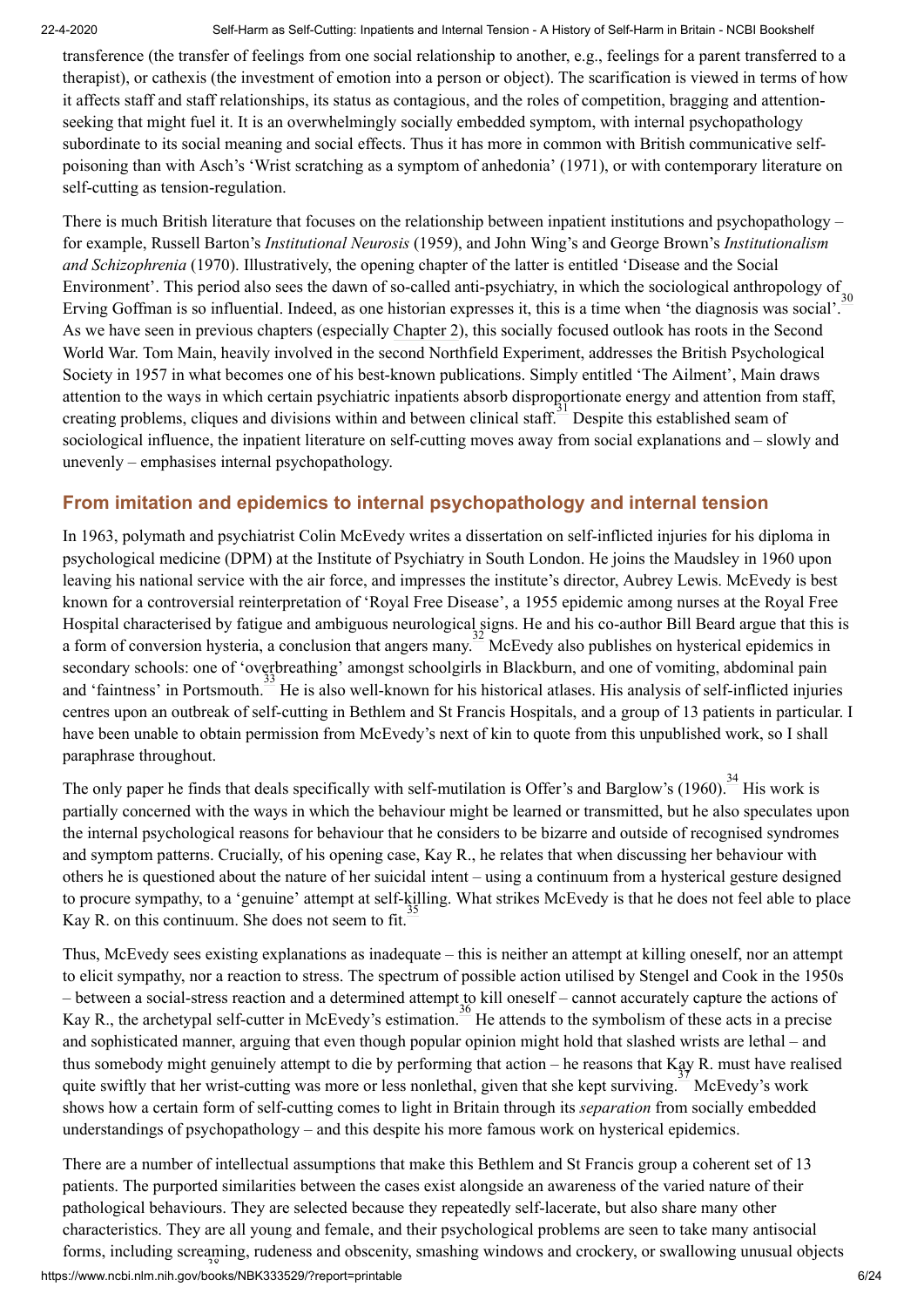transference (the transfer of feelings from one social relationship to another, e.g., feelings for a parent transferred to a therapist), or cathexis (the investment of emotion into a person or object). The scarification is viewed in terms of how it affects staff and staff relationships, its status as contagious, and the roles of competition, bragging and attention-seeking that might fuel it. It is an overwhelmingly socially embedded symptom, with internal psychopathology subordinate to its social meaning and social effects. Thus it has more in common with British communicative self-poisoning than with Asch's 'Wrist scratching as a symptom of anhedonia' (1971), or with contemporary literature on self-cutting as tension-regulation.

There is much British literature that focuses on the relationship between inpatient institutions and psychopathology – for example, Russell Barton's *Institutional Neurosis* (1959), and John Wing's and George Brown's *Institutionalism and Schizophrenia* (1970). Illustratively, the opening chapter of the latter is entitled 'Disease and the Social Environment'. This period also sees the dawn of so-called anti-psychiatry, in which the sociological anthropology of Erving Goffman is so influential. Indeed, as one historian expresses it, this is a time when 'the diagnosis was social'.[30] As we have seen in previous chapters (especially Chapter 2), this socially focused outlook has roots in the Second World War. Tom Main, heavily involved in the second Northfield Experiment, addresses the British Psychological Society in 1957 in what becomes one of his best-known publications. Simply entitled 'The Ailment', Main draws attention to the ways in which certain psychiatric inpatients absorb disproportionate energy and attention from staff, creating problems, cliques and divisions within and between clinical staff.[31] Despite this established seam of sociological influence, the inpatient literature on self-cutting moves away from social explanations and – slowly and unevenly – emphasises internal psychopathology.

## From imitation and epidemics to internal psychopathology and internal tension

In 1963, polymath and psychiatrist Colin McEvedy writes a dissertation on self-inflicted injuries for his diploma in psychological medicine (DPM) at the Institute of Psychiatry in South London. He joins the Maudsley in 1960 upon leaving his national service with the air force, and impresses the institute's director, Aubrey Lewis. McEvedy is best known for a controversial reinterpretation of 'Royal Free Disease', a 1955 epidemic among nurses at the Royal Free Hospital characterised by fatigue and ambiguous neurological signs. He and his co-author Bill Beard argue that this is a form of conversion hysteria, a conclusion that angers many.[32] McEvedy also publishes on hysterical epidemics in secondary schools: one of 'overbreathing' amongst schoolgirls in Blackburn, and one of vomiting, abdominal pain and 'faintness' in Portsmouth.[33] He is also well-known for his historical atlases. His analysis of self-inflicted injuries centres upon an outbreak of self-cutting in Bethlem and St Francis Hospitals, and a group of 13 patients in particular. I have been unable to obtain permission from McEvedy's next of kin to quote from this unpublished work, so I shall paraphrase throughout.

The only paper he finds that deals specifically with self-mutilation is Offer's and Barglow's (1960).[34] His work is partially concerned with the ways in which the behaviour might be learned or transmitted, but he also speculates upon the internal psychological reasons for behaviour that he considers to be bizarre and outside of recognised syndromes and symptom patterns. Crucially, of his opening case, Kay R., he relates that when discussing her behaviour with others he is questioned about the nature of her suicidal intent – using a continuum from a hysterical gesture designed to procure sympathy, to a 'genuine' attempt at self-killing. What strikes McEvedy is that he does not feel able to place Kay R. on this continuum. She does not seem to fit.[35]

Thus, McEvedy sees existing explanations as inadequate – this is neither an attempt at killing oneself, nor an attempt to elicit sympathy, nor a reaction to stress. The spectrum of possible action utilised by Stengel and Cook in the 1950s – between a social-stress reaction and a determined attempt to kill oneself – cannot accurately capture the actions of Kay R., the archetypal self-cutter in McEvedy's estimation.[36] He attends to the symbolism of these acts in a precise and sophisticated manner, arguing that even though popular opinion might hold that slashed wrists are lethal – and thus somebody might genuinely attempt to die by performing that action – he reasons that Kay R. must have realised quite swiftly that her wrist-cutting was more or less nonlethal, given that she kept surviving.[37] McEvedy's work shows how a certain form of self-cutting comes to light in Britain through its *separation* from socially embedded understandings of psychopathology – and this despite his more famous work on hysterical epidemics.

There are a number of intellectual assumptions that make this Bethlem and St Francis group a coherent set of 13 patients. The purported similarities between the cases exist alongside an awareness of the varied nature of their pathological behaviours. They are selected because they repeatedly self-lacerate, but also share many other characteristics. They are all young and female, and their psychological problems are seen to take many antisocial forms, including screaming, rudeness and obscenity, smashing windows and crockery, or swallowing unusual objects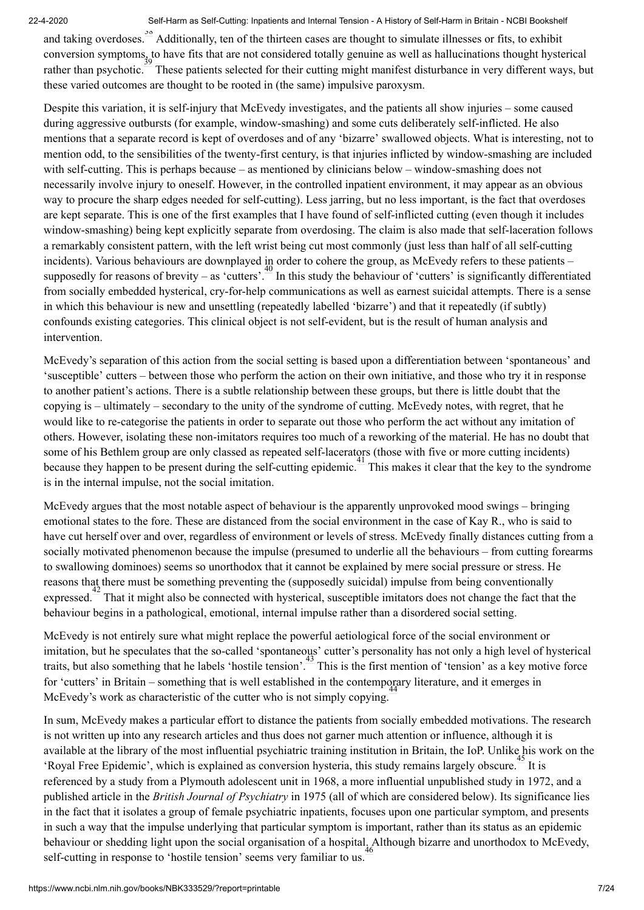and taking overdoses.[38] Additionally, ten of the thirteen cases are thought to simulate illnesses or fits, to exhibit conversion symptoms, to have fits that are not considered totally genuine as well as hallucinations thought hysterical rather than psychotic.[39] These patients selected for their cutting might manifest disturbance in very different ways, but these varied outcomes are thought to be rooted in (the same) impulsive paroxysm.

Despite this variation, it is self-injury that McEvedy investigates, and the patients all show injuries – some caused during aggressive outbursts (for example, window-smashing) and some cuts deliberately self-inflicted. He also mentions that a separate record is kept of overdoses and of any 'bizarre' swallowed objects. What is interesting, not to mention odd, to the sensibilities of the twenty-first century, is that injuries inflicted by window-smashing are included with self-cutting. This is perhaps because – as mentioned by clinicians below – window-smashing does not necessarily involve injury to oneself. However, in the controlled inpatient environment, it may appear as an obvious way to procure the sharp edges needed for self-cutting). Less jarring, but no less important, is the fact that overdoses are kept separate. This is one of the first examples that I have found of self-inflicted cutting (even though it includes window-smashing) being kept explicitly separate from overdosing. The claim is also made that self-laceration follows a remarkably consistent pattern, with the left wrist being cut most commonly (just less than half of all self-cutting incidents). Various behaviours are downplayed in order to cohere the group, as McEvedy refers to these patients – supposedly for reasons of brevity – as 'cutters'.[40] In this study the behaviour of 'cutters' is significantly differentiated from socially embedded hysterical, cry-for-help communications as well as earnest suicidal attempts. There is a sense in which this behaviour is new and unsettling (repeatedly labelled 'bizarre') and that it repeatedly (if subtly) confounds existing categories. This clinical object is not self-evident, but is the result of human analysis and intervention.

McEvedy's separation of this action from the social setting is based upon a differentiation between 'spontaneous' and 'susceptible' cutters – between those who perform the action on their own initiative, and those who try it in response to another patient's actions. There is a subtle relationship between these groups, but there is little doubt that the copying is – ultimately – secondary to the unity of the syndrome of cutting. McEvedy notes, with regret, that he would like to re-categorise the patients in order to separate out those who perform the act without any imitation of others. However, isolating these non-imitators requires too much of a reworking of the material. He has no doubt that some of his Bethlem group are only classed as repeated self-lacerators (those with five or more cutting incidents) because they happen to be present during the self-cutting epidemic.[41] This makes it clear that the key to the syndrome is in the internal impulse, not the social imitation.

McEvedy argues that the most notable aspect of behaviour is the apparently unprovoked mood swings – bringing emotional states to the fore. These are distanced from the social environment in the case of Kay R., who is said to have cut herself over and over, regardless of environment or levels of stress. McEvedy finally distances cutting from a socially motivated phenomenon because the impulse (presumed to underlie all the behaviours – from cutting forearms to swallowing dominoes) seems so unorthodox that it cannot be explained by mere social pressure or stress. He reasons that there must be something preventing the (supposedly suicidal) impulse from being conventionally expressed.[42] That it might also be connected with hysterical, susceptible imitators does not change the fact that the behaviour begins in a pathological, emotional, internal impulse rather than a disordered social setting.

McEvedy is not entirely sure what might replace the powerful aetiological force of the social environment or imitation, but he speculates that the so-called 'spontaneous' cutter's personality has not only a high level of hysterical traits, but also something that he labels 'hostile tension'.[43] This is the first mention of 'tension' as a key motive force for 'cutters' in Britain – something that is well established in the contemporary literature, and it emerges in McEvedy's work as characteristic of the cutter who is not simply copying.[44]

In sum, McEvedy makes a particular effort to distance the patients from socially embedded motivations. The research is not written up into any research articles and thus does not garner much attention or influence, although it is available at the library of the most influential psychiatric training institution in Britain, the IoP. Unlike his work on the 'Royal Free Epidemic', which is explained as conversion hysteria, this study remains largely obscure.[45] It is referenced by a study from a Plymouth adolescent unit in 1968, a more influential unpublished study in 1972, and a published article in the *British Journal of Psychiatry* in 1975 (all of which are considered below). Its significance lies in the fact that it isolates a group of female psychiatric inpatients, focuses upon one particular symptom, and presents in such a way that the impulse underlying that particular symptom is important, rather than its status as an epidemic behaviour or shedding light upon the social organisation of a hospital. Although bizarre and unorthodox to McEvedy, self-cutting in response to 'hostile tension' seems very familiar to us.[46]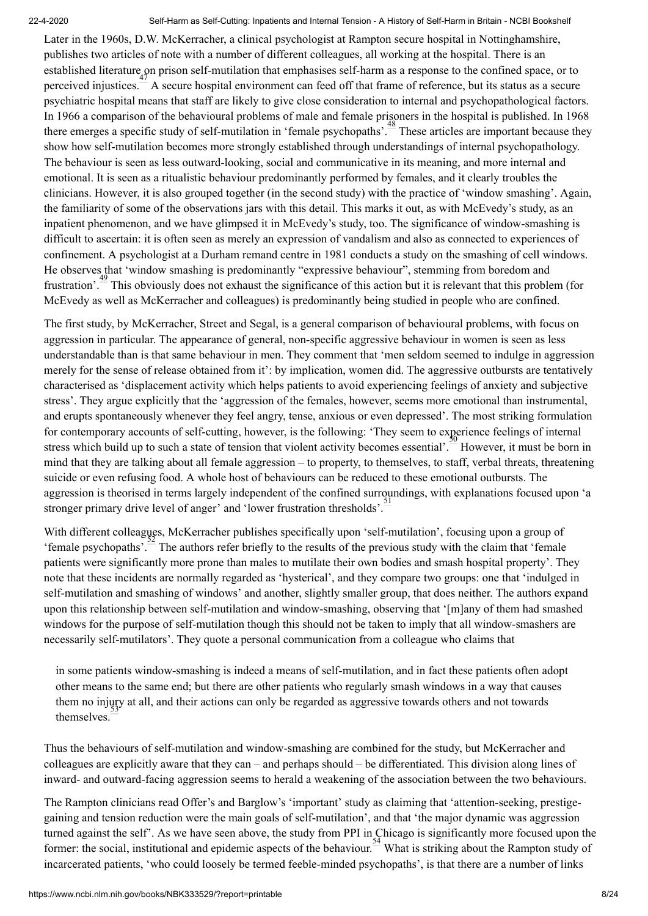Later in the 1960s, D.W. McKerracher, a clinical psychologist at Rampton secure hospital in Nottinghamshire, publishes two articles of note with a number of different colleagues, all working at the hospital. There is an established literature on prison self-mutilation that emphasises self-harm as a response to the confined space, or to perceived injustices.[47] A secure hospital environment can feed off that frame of reference, but its status as a secure psychiatric hospital means that staff are likely to give close consideration to internal and psychopathological factors. In 1966 a comparison of the behavioural problems of male and female prisoners in the hospital is published. In 1968 there emerges a specific study of self-mutilation in 'female psychopaths'.[48] These articles are important because they show how self-mutilation becomes more strongly established through understandings of internal psychopathology. The behaviour is seen as less outward-looking, social and communicative in its meaning, and more internal and emotional. It is seen as a ritualistic behaviour predominantly performed by females, and it clearly troubles the clinicians. However, it is also grouped together (in the second study) with the practice of 'window smashing'. Again, the familiarity of some of the observations jars with this detail. This marks it out, as with McEvedy's study, as an inpatient phenomenon, and we have glimpsed it in McEvedy's study, too. The significance of window-smashing is difficult to ascertain: it is often seen as merely an expression of vandalism and also as connected to experiences of confinement. A psychologist at a Durham remand centre in 1981 conducts a study on the smashing of cell windows. He observes that 'window smashing is predominantly "expressive behaviour", stemming from boredom and frustration'.[49] This obviously does not exhaust the significance of this action but it is relevant that this problem (for McEvedy as well as McKerracher and colleagues) is predominantly being studied in people who are confined.

The first study, by McKerracher, Street and Segal, is a general comparison of behavioural problems, with focus on aggression in particular. The appearance of general, non-specific aggressive behaviour in women is seen as less understandable than is that same behaviour in men. They comment that 'men seldom seemed to indulge in aggression merely for the sense of release obtained from it': by implication, women did. The aggressive outbursts are tentatively characterised as 'displacement activity which helps patients to avoid experiencing feelings of anxiety and subjective stress'. They argue explicitly that the 'aggression of the females, however, seems more emotional than instrumental, and erupts spontaneously whenever they feel angry, tense, anxious or even depressed'. The most striking formulation for contemporary accounts of self-cutting, however, is the following: 'They seem to experience feelings of internal stress which build up to such a state of tension that violent activity becomes essential'.[50] However, it must be born in mind that they are talking about all female aggression – to property, to themselves, to staff, verbal threats, threatening suicide or even refusing food. A whole host of behaviours can be reduced to these emotional outbursts. The aggression is theorised in terms largely independent of the confined surroundings, with explanations focused upon 'a stronger primary drive level of anger' and 'lower frustration thresholds'.[51]

With different colleagues, McKerracher publishes specifically upon 'self-mutilation', focusing upon a group of 'female psychopaths'.[52] The authors refer briefly to the results of the previous study with the claim that 'female patients were significantly more prone than males to mutilate their own bodies and smash hospital property'. They note that these incidents are normally regarded as 'hysterical', and they compare two groups: one that 'indulged in self-mutilation and smashing of windows' and another, slightly smaller group, that does neither. The authors expand upon this relationship between self-mutilation and window-smashing, observing that '[m]any of them had smashed windows for the purpose of self-mutilation though this should not be taken to imply that all window-smashers are necessarily self-mutilators'. They quote a personal communication from a colleague who claims that

> in some patients window-smashing is indeed a means of self-mutilation, and in fact these patients often adopt other means to the same end; but there are other patients who regularly smash windows in a way that causes them no injury at all, and their actions can only be regarded as aggressive towards others and not towards themselves.[53]

Thus the behaviours of self-mutilation and window-smashing are combined for the study, but McKerracher and colleagues are explicitly aware that they can – and perhaps should – be differentiated. This division along lines of inward- and outward-facing aggression seems to herald a weakening of the association between the two behaviours.

The Rampton clinicians read Offer's and Barglow's 'important' study as claiming that 'attention-seeking, prestige-gaining and tension reduction were the main goals of self-mutilation', and that 'the major dynamic was aggression turned against the self'. As we have seen above, the study from PPI in Chicago is significantly more focused upon the former: the social, institutional and epidemic aspects of the behaviour.[54] What is striking about the Rampton study of incarcerated patients, 'who could loosely be termed feeble-minded psychopaths', is that there are a number of links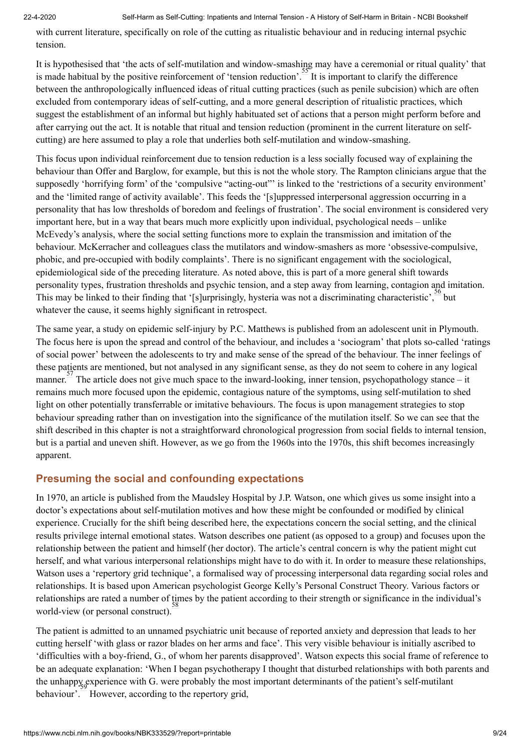with current literature, specifically on role of the cutting as ritualistic behaviour and in reducing internal psychic tension.

It is hypothesised that 'the acts of self-mutilation and window-smashing may have a ceremonial or ritual quality' that is made habitual by the positive reinforcement of 'tension reduction'.[55] It is important to clarify the difference between the anthropologically influenced ideas of ritual cutting practices (such as penile subcision) which are often excluded from contemporary ideas of self-cutting, and a more general description of ritualistic practices, which suggest the establishment of an informal but highly habituated set of actions that a person might perform before and after carrying out the act. It is notable that ritual and tension reduction (prominent in the current literature on self-cutting) are here assumed to play a role that underlies both self-mutilation and window-smashing.

This focus upon individual reinforcement due to tension reduction is a less socially focused way of explaining the behaviour than Offer and Barglow, for example, but this is not the whole story. The Rampton clinicians argue that the supposedly 'horrifying form' of the 'compulsive "acting-out"' is linked to the 'restrictions of a security environment' and the 'limited range of activity available'. This feeds the '[s]uppressed interpersonal aggression occurring in a personality that has low thresholds of boredom and feelings of frustration'. The social environment is considered very important here, but in a way that bears much more explicitly upon individual, psychological needs – unlike McEvedy's analysis, where the social setting functions more to explain the transmission and imitation of the behaviour. McKerracher and colleagues class the mutilators and window-smashers as more 'obsessive-compulsive, phobic, and pre-occupied with bodily complaints'. There is no significant engagement with the sociological, epidemiological side of the preceding literature. As noted above, this is part of a more general shift towards personality types, frustration thresholds and psychic tension, and a step away from learning, contagion and imitation. This may be linked to their finding that '[s]urprisingly, hysteria was not a discriminating characteristic',[56] but whatever the cause, it seems highly significant in retrospect.

The same year, a study on epidemic self-injury by P.C. Matthews is published from an adolescent unit in Plymouth. The focus here is upon the spread and control of the behaviour, and includes a 'sociogram' that plots so-called 'ratings of social power' between the adolescents to try and make sense of the spread of the behaviour. The inner feelings of these patients are mentioned, but not analysed in any significant sense, as they do not seem to cohere in any logical manner.[57] The article does not give much space to the inward-looking, inner tension, psychopathology stance – it remains much more focused upon the epidemic, contagious nature of the symptoms, using self-mutilation to shed light on other potentially transferrable or imitative behaviours. The focus is upon management strategies to stop behaviour spreading rather than on investigation into the significance of the mutilation itself. So we can see that the shift described in this chapter is not a straightforward chronological progression from social fields to internal tension, but is a partial and uneven shift. However, as we go from the 1960s into the 1970s, this shift becomes increasingly apparent.

## Presuming the social and confounding expectations

In 1970, an article is published from the Maudsley Hospital by J.P. Watson, one which gives us some insight into a doctor's expectations about self-mutilation motives and how these might be confounded or modified by clinical experience. Crucially for the shift being described here, the expectations concern the social setting, and the clinical results privilege internal emotional states. Watson describes one patient (as opposed to a group) and focuses upon the relationship between the patient and himself (her doctor). The article's central concern is why the patient might cut herself, and what various interpersonal relationships might have to do with it. In order to measure these relationships, Watson uses a 'repertory grid technique', a formalised way of processing interpersonal data regarding social roles and relationships. It is based upon American psychologist George Kelly's Personal Construct Theory. Various factors or relationships are rated a number of times by the patient according to their strength or significance in the individual's world-view (or personal construct).[58]

The patient is admitted to an unnamed psychiatric unit because of reported anxiety and depression that leads to her cutting herself 'with glass or razor blades on her arms and face'. This very visible behaviour is initially ascribed to 'difficulties with a boy-friend, G., of whom her parents disapproved'. Watson expects this social frame of reference to be an adequate explanation: 'When I began psychotherapy I thought that disturbed relationships with both parents and the unhappy experience with G. were probably the most important determinants of the patient's self-mutilant behaviour'.[59] However, according to the repertory grid,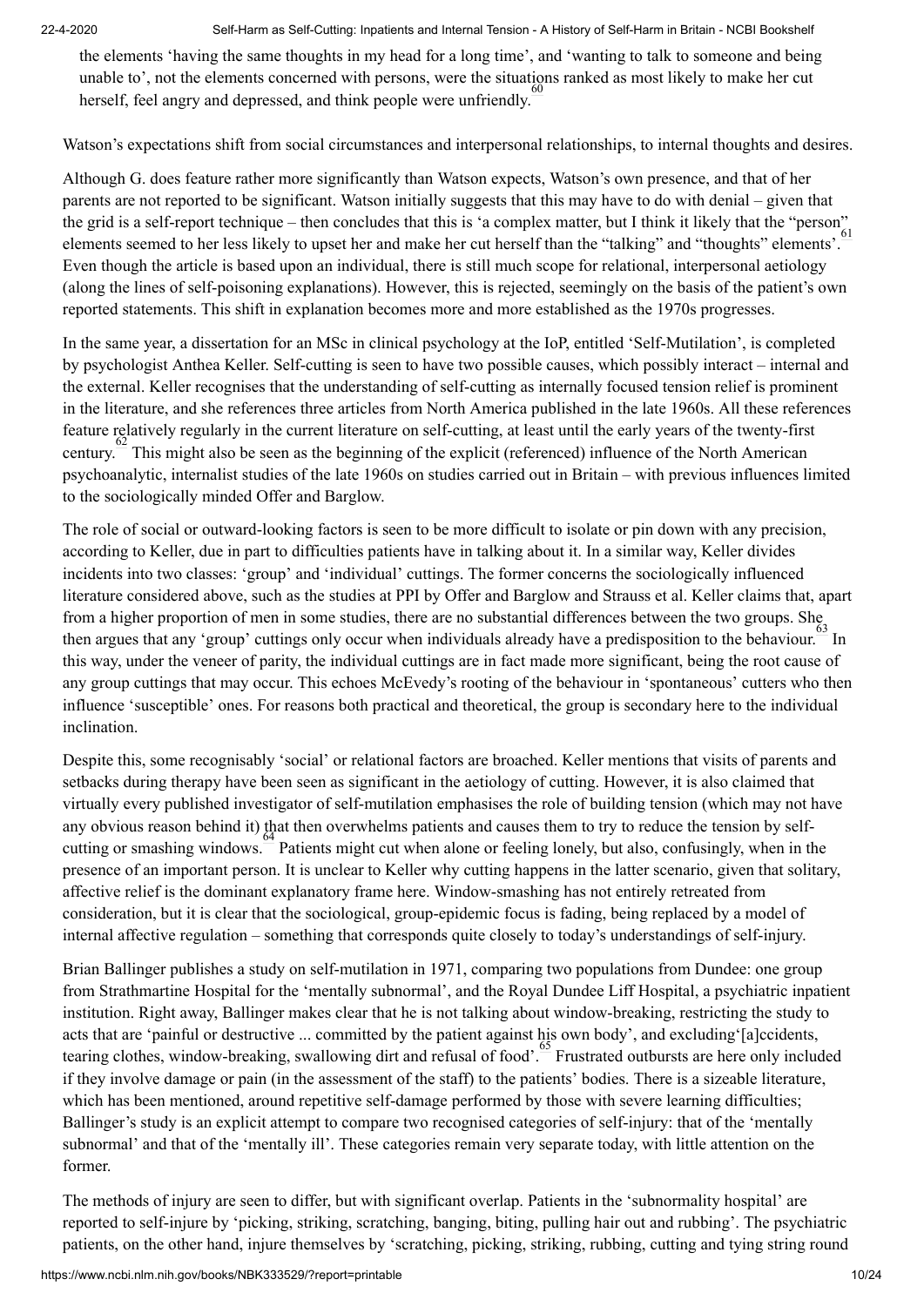the elements 'having the same thoughts in my head for a long time', and 'wanting to talk to someone and being unable to', not the elements concerned with persons, were the situations ranked as most likely to make her cut herself, feel angry and depressed, and think people were unfriendly.[60]

Watson's expectations shift from social circumstances and interpersonal relationships, to internal thoughts and desires.

Although G. does feature rather more significantly than Watson expects, Watson's own presence, and that of her parents are not reported to be significant. Watson initially suggests that this may have to do with denial – given that the grid is a self-report technique – then concludes that this is 'a complex matter, but I think it likely that the "person" elements seemed to her less likely to upset her and make her cut herself than the "talking" and "thoughts" elements'.[61] Even though the article is based upon an individual, there is still much scope for relational, interpersonal aetiology (along the lines of self-poisoning explanations). However, this is rejected, seemingly on the basis of the patient's own reported statements. This shift in explanation becomes more and more established as the 1970s progresses.

In the same year, a dissertation for an MSc in clinical psychology at the IoP, entitled 'Self-Mutilation', is completed by psychologist Anthea Keller. Self-cutting is seen to have two possible causes, which possibly interact – internal and the external. Keller recognises that the understanding of self-cutting as internally focused tension relief is prominent in the literature, and she references three articles from North America published in the late 1960s. All these references feature relatively regularly in the current literature on self-cutting, at least until the early years of the twenty-first century.[62] This might also be seen as the beginning of the explicit (referenced) influence of the North American psychoanalytic, internalist studies of the late 1960s on studies carried out in Britain – with previous influences limited to the sociologically minded Offer and Barglow.

The role of social or outward-looking factors is seen to be more difficult to isolate or pin down with any precision, according to Keller, due in part to difficulties patients have in talking about it. In a similar way, Keller divides incidents into two classes: 'group' and 'individual' cuttings. The former concerns the sociologically influenced literature considered above, such as the studies at PPI by Offer and Barglow and Strauss et al. Keller claims that, apart from a higher proportion of men in some studies, there are no substantial differences between the two groups. She then argues that any 'group' cuttings only occur when individuals already have a predisposition to the behaviour.[63] In this way, under the veneer of parity, the individual cuttings are in fact made more significant, being the root cause of any group cuttings that may occur. This echoes McEvedy's rooting of the behaviour in 'spontaneous' cutters who then influence 'susceptible' ones. For reasons both practical and theoretical, the group is secondary here to the individual inclination.

Despite this, some recognisably 'social' or relational factors are broached. Keller mentions that visits of parents and setbacks during therapy have been seen as significant in the aetiology of cutting. However, it is also claimed that virtually every published investigator of self-mutilation emphasises the role of building tension (which may not have any obvious reason behind it) that then overwhelms patients and causes them to try to reduce the tension by self-cutting or smashing windows.[64] Patients might cut when alone or feeling lonely, but also, confusingly, when in the presence of an important person. It is unclear to Keller why cutting happens in the latter scenario, given that solitary, affective relief is the dominant explanatory frame here. Window-smashing has not entirely retreated from consideration, but it is clear that the sociological, group-epidemic focus is fading, being replaced by a model of internal affective regulation – something that corresponds quite closely to today's understandings of self-injury.

Brian Ballinger publishes a study on self-mutilation in 1971, comparing two populations from Dundee: one group from Strathmartine Hospital for the 'mentally subnormal', and the Royal Dundee Liff Hospital, a psychiatric inpatient institution. Right away, Ballinger makes clear that he is not talking about window-breaking, restricting the study to acts that are 'painful or destructive ... committed by the patient against his own body', and excluding'[a]ccidents, tearing clothes, window-breaking, swallowing dirt and refusal of food'.[65] Frustrated outbursts are here only included if they involve damage or pain (in the assessment of the staff) to the patients' bodies. There is a sizeable literature, which has been mentioned, around repetitive self-damage performed by those with severe learning difficulties; Ballinger's study is an explicit attempt to compare two recognised categories of self-injury: that of the 'mentally subnormal' and that of the 'mentally ill'. These categories remain very separate today, with little attention on the former.

The methods of injury are seen to differ, but with significant overlap. Patients in the 'subnormality hospital' are reported to self-injure by 'picking, striking, scratching, banging, biting, pulling hair out and rubbing'. The psychiatric patients, on the other hand, injure themselves by 'scratching, picking, striking, rubbing, cutting and tying string round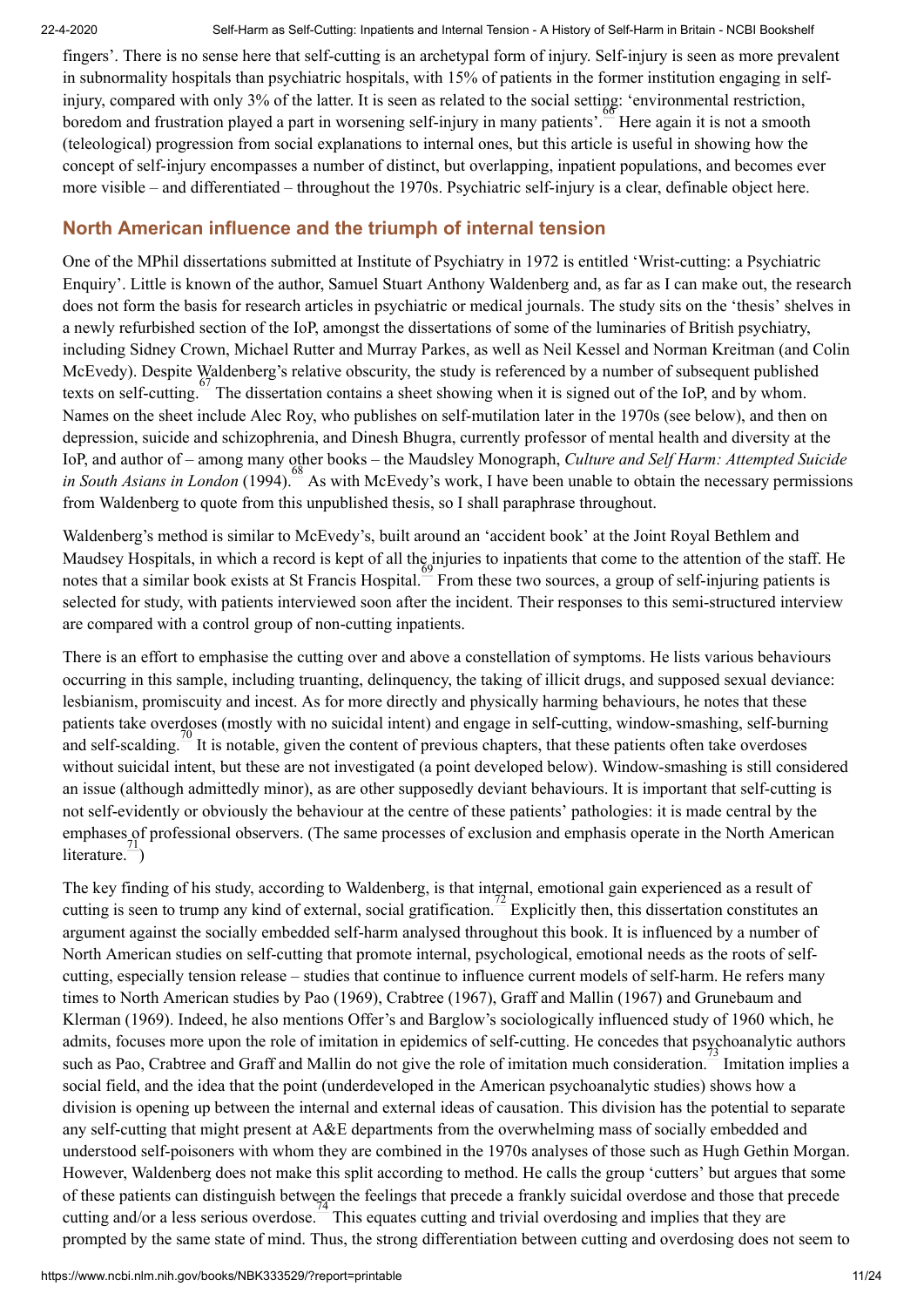fingers'. There is no sense here that self-cutting is an archetypal form of injury. Self-injury is seen as more prevalent in subnormality hospitals than psychiatric hospitals, with 15% of patients in the former institution engaging in self-injury, compared with only 3% of the latter. It is seen as related to the social setting: 'environmental restriction, boredom and frustration played a part in worsening self-injury in many patients'.[66] Here again it is not a smooth (teleological) progression from social explanations to internal ones, but this article is useful in showing how the concept of self-injury encompasses a number of distinct, but overlapping, inpatient populations, and becomes ever more visible – and differentiated – throughout the 1970s. Psychiatric self-injury is a clear, definable object here.

## North American influence and the triumph of internal tension

One of the MPhil dissertations submitted at Institute of Psychiatry in 1972 is entitled 'Wrist-cutting: a Psychiatric Enquiry'. Little is known of the author, Samuel Stuart Anthony Waldenberg and, as far as I can make out, the research does not form the basis for research articles in psychiatric or medical journals. The study sits on the 'thesis' shelves in a newly refurbished section of the IoP, amongst the dissertations of some of the luminaries of British psychiatry, including Sidney Crown, Michael Rutter and Murray Parkes, as well as Neil Kessel and Norman Kreitman (and Colin McEvedy). Despite Waldenberg's relative obscurity, the study is referenced by a number of subsequent published texts on self-cutting.[67] The dissertation contains a sheet showing when it is signed out of the IoP, and by whom. Names on the sheet include Alec Roy, who publishes on self-mutilation later in the 1970s (see below), and then on depression, suicide and schizophrenia, and Dinesh Bhugra, currently professor of mental health and diversity at the IoP, and author of – among many other books – the Maudsley Monograph, *Culture and Self Harm: Attempted Suicide in South Asians in London* (1994).[68] As with McEvedy's work, I have been unable to obtain the necessary permissions from Waldenberg to quote from this unpublished thesis, so I shall paraphrase throughout.

Waldenberg's method is similar to McEvedy's, built around an 'accident book' at the Joint Royal Bethlem and Maudsey Hospitals, in which a record is kept of all the injuries to inpatients that come to the attention of the staff. He notes that a similar book exists at St Francis Hospital.[69] From these two sources, a group of self-injuring patients is selected for study, with patients interviewed soon after the incident. Their responses to this semi-structured interview are compared with a control group of non-cutting inpatients.

There is an effort to emphasise the cutting over and above a constellation of symptoms. He lists various behaviours occurring in this sample, including truanting, delinquency, the taking of illicit drugs, and supposed sexual deviance: lesbianism, promiscuity and incest. As for more directly and physically harming behaviours, he notes that these patients take overdoses (mostly with no suicidal intent) and engage in self-cutting, window-smashing, self-burning and self-scalding.[70] It is notable, given the content of previous chapters, that these patients often take overdoses without suicidal intent, but these are not investigated (a point developed below). Window-smashing is still considered an issue (although admittedly minor), as are other supposedly deviant behaviours. It is important that self-cutting is not self-evidently or obviously the behaviour at the centre of these patients' pathologies: it is made central by the emphases of professional observers. (The same processes of exclusion and emphasis operate in the North American literature.[71])

The key finding of his study, according to Waldenberg, is that internal, emotional gain experienced as a result of cutting is seen to trump any kind of external, social gratification.[72] Explicitly then, this dissertation constitutes an argument against the socially embedded self-harm analysed throughout this book. It is influenced by a number of North American studies on self-cutting that promote internal, psychological, emotional needs as the roots of self-cutting, especially tension release – studies that continue to influence current models of self-harm. He refers many times to North American studies by Pao (1969), Crabtree (1967), Graff and Mallin (1967) and Grunebaum and Klerman (1969). Indeed, he also mentions Offer's and Barglow's sociologically influenced study of 1960 which, he admits, focuses more upon the role of imitation in epidemics of self-cutting. He concedes that psychoanalytic authors such as Pao, Crabtree and Graff and Mallin do not give the role of imitation much consideration.[73] Imitation implies a social field, and the idea that the point (underdeveloped in the American psychoanalytic studies) shows how a division is opening up between the internal and external ideas of causation. This division has the potential to separate any self-cutting that might present at A&E departments from the overwhelming mass of socially embedded and understood self-poisoners with whom they are combined in the 1970s analyses of those such as Hugh Gethin Morgan. However, Waldenberg does not make this split according to method. He calls the group 'cutters' but argues that some of these patients can distinguish between the feelings that precede a frankly suicidal overdose and those that precede cutting and/or a less serious overdose.[74] This equates cutting and trivial overdosing and implies that they are prompted by the same state of mind. Thus, the strong differentiation between cutting and overdosing does not seem to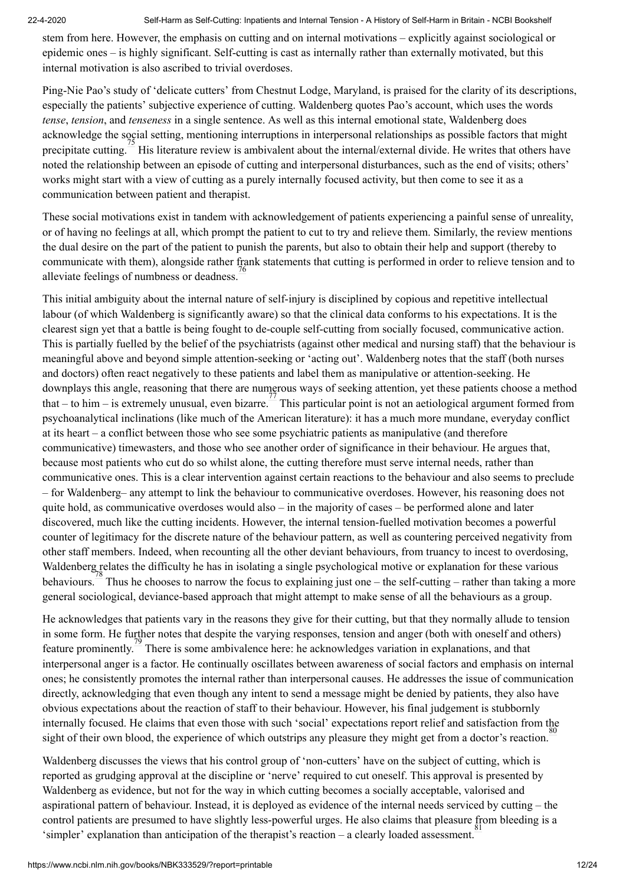stem from here. However, the emphasis on cutting and on internal motivations – explicitly against sociological or epidemic ones – is highly significant. Self-cutting is cast as internally rather than externally motivated, but this internal motivation is also ascribed to trivial overdoses.

Ping-Nie Pao's study of 'delicate cutters' from Chestnut Lodge, Maryland, is praised for the clarity of its descriptions, especially the patients' subjective experience of cutting. Waldenberg quotes Pao's account, which uses the words *tense*, *tension*, and *tenseness* in a single sentence. As well as this internal emotional state, Waldenberg does acknowledge the social setting, mentioning interruptions in interpersonal relationships as possible factors that might precipitate cutting.[75] His literature review is ambivalent about the internal/external divide. He writes that others have noted the relationship between an episode of cutting and interpersonal disturbances, such as the end of visits; others' works might start with a view of cutting as a purely internally focused activity, but then come to see it as a communication between patient and therapist.

These social motivations exist in tandem with acknowledgement of patients experiencing a painful sense of unreality, or of having no feelings at all, which prompt the patient to cut to try and relieve them. Similarly, the review mentions the dual desire on the part of the patient to punish the parents, but also to obtain their help and support (thereby to communicate with them), alongside rather frank statements that cutting is performed in order to relieve tension and to alleviate feelings of numbness or deadness.[76]

This initial ambiguity about the internal nature of self-injury is disciplined by copious and repetitive intellectual labour (of which Waldenberg is significantly aware) so that the clinical data conforms to his expectations. It is the clearest sign yet that a battle is being fought to de-couple self-cutting from socially focused, communicative action. This is partially fuelled by the belief of the psychiatrists (against other medical and nursing staff) that the behaviour is meaningful above and beyond simple attention-seeking or 'acting out'. Waldenberg notes that the staff (both nurses and doctors) often react negatively to these patients and label them as manipulative or attention-seeking. He downplays this angle, reasoning that there are numerous ways of seeking attention, yet these patients choose a method that – to him – is extremely unusual, even bizarre.[77] This particular point is not an aetiological argument formed from psychoanalytical inclinations (like much of the American literature): it has a much more mundane, everyday conflict at its heart – a conflict between those who see psychiatric patients as manipulative (and therefore communicative) timewasters, and those who see another order of significance in their behaviour. He argues that, because most patients who cut do so whilst alone, the cutting therefore must serve internal needs, rather than communicative ones. This is a clear intervention against certain reactions to the behaviour and also seems to preclude – for Waldenberg– any attempt to link the behaviour to communicative overdoses. However, his reasoning does not quite hold, as communicative overdoses would also – in the majority of cases – be performed alone and later discovered, much like the cutting incidents. However, the internal tension-fuelled motivation becomes a powerful counter of legitimacy for the discrete nature of the behaviour pattern, as well as countering perceived negativity from other staff members. Indeed, when recounting all the other deviant behaviours, from truancy to incest to overdosing, Waldenberg relates the difficulty he has in isolating a single psychological motive or explanation for these various behaviours.[78] Thus he chooses to narrow the focus to explaining just one – the self-cutting – rather than taking a more general sociological, deviance-based approach that might attempt to make sense of all the behaviours as a group.

He acknowledges that patients vary in the reasons they give for their cutting, but that they normally allude to tension in some form. He further notes that despite the varying responses, tension and anger (both with oneself and others) feature prominently.[79] There is some ambivalence here: he acknowledges variation in explanations, and that interpersonal anger is a factor. He continually oscillates between awareness of social factors and emphasis on internal ones; he consistently promotes the internal rather than interpersonal causes. He addresses the issue of communication directly, acknowledging that even though any intent to send a message might be denied by patients, they also have obvious expectations about the reaction of staff to their behaviour. However, his final judgement is stubbornly internally focused. He claims that even those with such 'social' expectations report relief and satisfaction from the sight of their own blood, the experience of which outstrips any pleasure they might get from a doctor's reaction.[80]

Waldenberg discusses the views that his control group of 'non-cutters' have on the subject of cutting, which is reported as grudging approval at the discipline or 'nerve' required to cut oneself. This approval is presented by Waldenberg as evidence, but not for the way in which cutting becomes a socially acceptable, valorised and aspirational pattern of behaviour. Instead, it is deployed as evidence of the internal needs serviced by cutting – the control patients are presumed to have slightly less-powerful urges. He also claims that pleasure from bleeding is a 'simpler' explanation than anticipation of the therapist's reaction – a clearly loaded assessment.[81]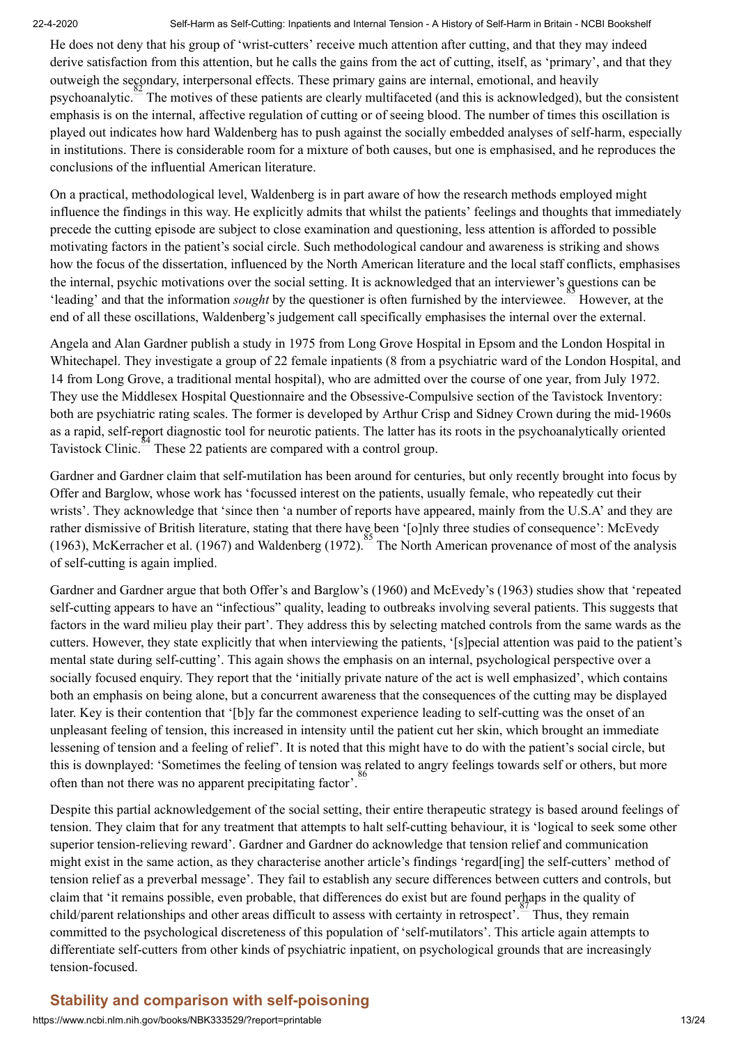He does not deny that his group of 'wrist-cutters' receive much attention after cutting, and that they may indeed derive satisfaction from this attention, but he calls the gains from the act of cutting, itself, as 'primary', and that they outweigh the secondary, interpersonal effects. These primary gains are internal, emotional, and heavily psychoanalytic.[82] The motives of these patients are clearly multifaceted (and this is acknowledged), but the consistent emphasis is on the internal, affective regulation of cutting or of seeing blood. The number of times this oscillation is played out indicates how hard Waldenberg has to push against the socially embedded analyses of self-harm, especially in institutions. There is considerable room for a mixture of both causes, but one is emphasised, and he reproduces the conclusions of the influential American literature.

On a practical, methodological level, Waldenberg is in part aware of how the research methods employed might influence the findings in this way. He explicitly admits that whilst the patients' feelings and thoughts that immediately precede the cutting episode are subject to close examination and questioning, less attention is afforded to possible motivating factors in the patient's social circle. Such methodological candour and awareness is striking and shows how the focus of the dissertation, influenced by the North American literature and the local staff conflicts, emphasises the internal, psychic motivations over the social setting. It is acknowledged that an interviewer's questions can be 'leading' and that the information *sought* by the questioner is often furnished by the interviewee.[83] However, at the end of all these oscillations, Waldenberg's judgement call specifically emphasises the internal over the external.

Angela and Alan Gardner publish a study in 1975 from Long Grove Hospital in Epsom and the London Hospital in Whitechapel. They investigate a group of 22 female inpatients (8 from a psychiatric ward of the London Hospital, and 14 from Long Grove, a traditional mental hospital), who are admitted over the course of one year, from July 1972. They use the Middlesex Hospital Questionnaire and the Obsessive-Compulsive section of the Tavistock Inventory: both are psychiatric rating scales. The former is developed by Arthur Crisp and Sidney Crown during the mid-1960s as a rapid, self-report diagnostic tool for neurotic patients. The latter has its roots in the psychoanalytically oriented Tavistock Clinic.[84] These 22 patients are compared with a control group.

Gardner and Gardner claim that self-mutilation has been around for centuries, but only recently brought into focus by Offer and Barglow, whose work has 'focussed interest on the patients, usually female, who repeatedly cut their wrists'. They acknowledge that 'since then 'a number of reports have appeared, mainly from the U.S.A' and they are rather dismissive of British literature, stating that there have been '[o]nly three studies of consequence': McEvedy (1963), McKerracher et al. (1967) and Waldenberg (1972).[85] The North American provenance of most of the analysis of self-cutting is again implied.

Gardner and Gardner argue that both Offer's and Barglow's (1960) and McEvedy's (1963) studies show that 'repeated self-cutting appears to have an "infectious" quality, leading to outbreaks involving several patients. This suggests that factors in the ward milieu play their part'. They address this by selecting matched controls from the same wards as the cutters. However, they state explicitly that when interviewing the patients, '[s]pecial attention was paid to the patient's mental state during self-cutting'. This again shows the emphasis on an internal, psychological perspective over a socially focused enquiry. They report that the 'initially private nature of the act is well emphasized', which contains both an emphasis on being alone, but a concurrent awareness that the consequences of the cutting may be displayed later. Key is their contention that '[b]y far the commonest experience leading to self-cutting was the onset of an unpleasant feeling of tension, this increased in intensity until the patient cut her skin, which brought an immediate lessening of tension and a feeling of relief'. It is noted that this might have to do with the patient's social circle, but this is downplayed: 'Sometimes the feeling of tension was related to angry feelings towards self or others, but more often than not there was no apparent precipitating factor'.[86]

Despite this partial acknowledgement of the social setting, their entire therapeutic strategy is based around feelings of tension. They claim that for any treatment that attempts to halt self-cutting behaviour, it is 'logical to seek some other superior tension-relieving reward'. Gardner and Gardner do acknowledge that tension relief and communication might exist in the same action, as they characterise another article's findings 'regard[ing] the self-cutters' method of tension relief as a preverbal message'. They fail to establish any secure differences between cutters and controls, but claim that 'it remains possible, even probable, that differences do exist but are found perhaps in the quality of child/parent relationships and other areas difficult to assess with certainty in retrospect'.[87] Thus, they remain committed to the psychological discreteness of this population of 'self-mutilators'. This article again attempts to differentiate self-cutters from other kinds of psychiatric inpatient, on psychological grounds that are increasingly tension-focused.

## Stability and comparison with self-poisoning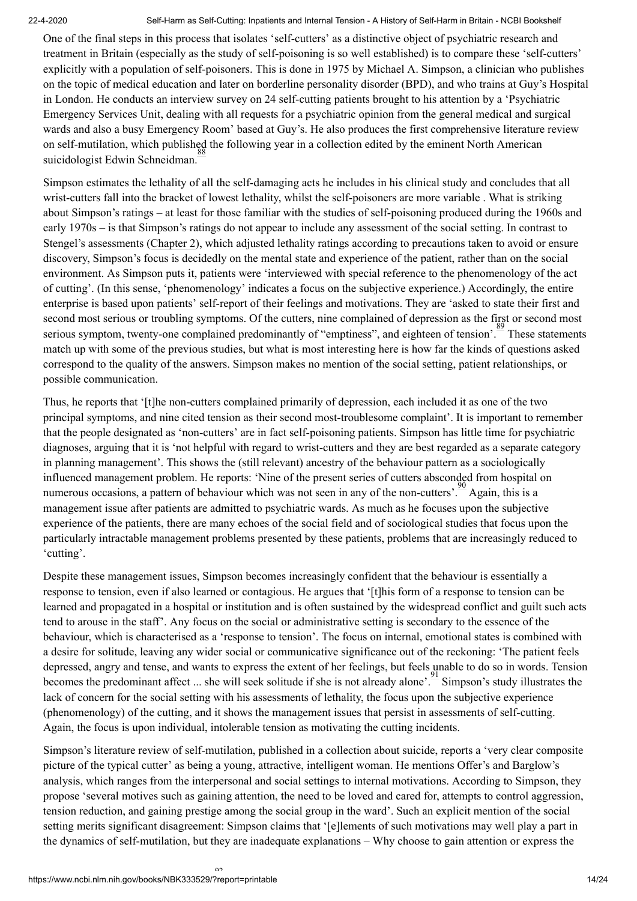One of the final steps in this process that isolates 'self-cutters' as a distinctive object of psychiatric research and treatment in Britain (especially as the study of self-poisoning is so well established) is to compare these 'self-cutters' explicitly with a population of self-poisoners. This is done in 1975 by Michael A. Simpson, a clinician who publishes on the topic of medical education and later on borderline personality disorder (BPD), and who trains at Guy's Hospital in London. He conducts an interview survey on 24 self-cutting patients brought to his attention by a 'Psychiatric Emergency Services Unit, dealing with all requests for a psychiatric opinion from the general medical and surgical wards and also a busy Emergency Room' based at Guy's. He also produces the first comprehensive literature review on self-mutilation, which published the following year in a collection edited by the eminent North American suicidologist Edwin Schneidman.[88]

Simpson estimates the lethality of all the self-damaging acts he includes in his clinical study and concludes that all wrist-cutters fall into the bracket of lowest lethality, whilst the self-poisoners are more variable . What is striking about Simpson's ratings – at least for those familiar with the studies of self-poisoning produced during the 1960s and early 1970s – is that Simpson's ratings do not appear to include any assessment of the social setting. In contrast to Stengel's assessments (Chapter 2), which adjusted lethality ratings according to precautions taken to avoid or ensure discovery, Simpson's focus is decidedly on the mental state and experience of the patient, rather than on the social environment. As Simpson puts it, patients were 'interviewed with special reference to the phenomenology of the act of cutting'. (In this sense, 'phenomenology' indicates a focus on the subjective experience.) Accordingly, the entire enterprise is based upon patients' self-report of their feelings and motivations. They are 'asked to state their first and second most serious or troubling symptoms. Of the cutters, nine complained of depression as the first or second most serious symptom, twenty-one complained predominantly of "emptiness", and eighteen of tension'.[89] These statements match up with some of the previous studies, but what is most interesting here is how far the kinds of questions asked correspond to the quality of the answers. Simpson makes no mention of the social setting, patient relationships, or possible communication.

Thus, he reports that '[t]he non-cutters complained primarily of depression, each included it as one of the two principal symptoms, and nine cited tension as their second most-troublesome complaint'. It is important to remember that the people designated as 'non-cutters' are in fact self-poisoning patients. Simpson has little time for psychiatric diagnoses, arguing that it is 'not helpful with regard to wrist-cutters and they are best regarded as a separate category in planning management'. This shows the (still relevant) ancestry of the behaviour pattern as a sociologically influenced management problem. He reports: 'Nine of the present series of cutters absconded from hospital on numerous occasions, a pattern of behaviour which was not seen in any of the non-cutters'.[90] Again, this is a management issue after patients are admitted to psychiatric wards. As much as he focuses upon the subjective experience of the patients, there are many echoes of the social field and of sociological studies that focus upon the particularly intractable management problems presented by these patients, problems that are increasingly reduced to 'cutting'.

Despite these management issues, Simpson becomes increasingly confident that the behaviour is essentially a response to tension, even if also learned or contagious. He argues that '[t]his form of a response to tension can be learned and propagated in a hospital or institution and is often sustained by the widespread conflict and guilt such acts tend to arouse in the staff'. Any focus on the social or administrative setting is secondary to the essence of the behaviour, which is characterised as a 'response to tension'. The focus on internal, emotional states is combined with a desire for solitude, leaving any wider social or communicative significance out of the reckoning: 'The patient feels depressed, angry and tense, and wants to express the extent of her feelings, but feels unable to do so in words. Tension becomes the predominant affect ... she will seek solitude if she is not already alone'.[91] Simpson's study illustrates the lack of concern for the social setting with his assessments of lethality, the focus upon the subjective experience (phenomenology) of the cutting, and it shows the management issues that persist in assessments of self-cutting. Again, the focus is upon individual, intolerable tension as motivating the cutting incidents.

Simpson's literature review of self-mutilation, published in a collection about suicide, reports a 'very clear composite picture of the typical cutter' as being a young, attractive, intelligent woman. He mentions Offer's and Barglow's analysis, which ranges from the interpersonal and social settings to internal motivations. According to Simpson, they propose 'several motives such as gaining attention, the need to be loved and cared for, attempts to control aggression, tension reduction, and gaining prestige among the social group in the ward'. Such an explicit mention of the social setting merits significant disagreement: Simpson claims that '[e]lements of such motivations may well play a part in the dynamics of self-mutilation, but they are inadequate explanations – Why choose to gain attention or express the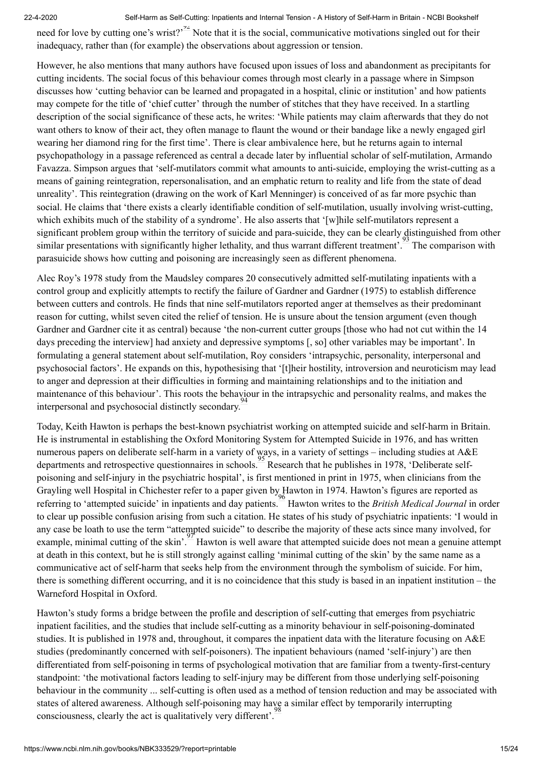need for love by cutting one's wrist?'[92] Note that it is the social, communicative motivations singled out for their inadequacy, rather than (for example) the observations about aggression or tension.

However, he also mentions that many authors have focused upon issues of loss and abandonment as precipitants for cutting incidents. The social focus of this behaviour comes through most clearly in a passage where in Simpson discusses how 'cutting behavior can be learned and propagated in a hospital, clinic or institution' and how patients may compete for the title of 'chief cutter' through the number of stitches that they have received. In a startling description of the social significance of these acts, he writes: 'While patients may claim afterwards that they do not want others to know of their act, they often manage to flaunt the wound or their bandage like a newly engaged girl wearing her diamond ring for the first time'. There is clear ambivalence here, but he returns again to internal psychopathology in a passage referenced as central a decade later by influential scholar of self-mutilation, Armando Favazza. Simpson argues that 'self-mutilators commit what amounts to anti-suicide, employing the wrist-cutting as a means of gaining reintegration, repersonalisation, and an emphatic return to reality and life from the state of dead unreality'. This reintegration (drawing on the work of Karl Menninger) is conceived of as far more psychic than social. He claims that 'there exists a clearly identifiable condition of self-mutilation, usually involving wrist-cutting, which exhibits much of the stability of a syndrome'. He also asserts that '[w]hile self-mutilators represent a significant problem group within the territory of suicide and para-suicide, they can be clearly distinguished from other similar presentations with significantly higher lethality, and thus warrant different treatment'.[93] The comparison with parasuicide shows how cutting and poisoning are increasingly seen as different phenomena.

Alec Roy's 1978 study from the Maudsley compares 20 consecutively admitted self-mutilating inpatients with a control group and explicitly attempts to rectify the failure of Gardner and Gardner (1975) to establish difference between cutters and controls. He finds that nine self-mutilators reported anger at themselves as their predominant reason for cutting, whilst seven cited the relief of tension. He is unsure about the tension argument (even though Gardner and Gardner cite it as central) because 'the non-current cutter groups [those who had not cut within the 14 days preceding the interview] had anxiety and depressive symptoms [, so] other variables may be important'. In formulating a general statement about self-mutilation, Roy considers 'intrapsychic, personality, interpersonal and psychosocial factors'. He expands on this, hypothesising that '[t]heir hostility, introversion and neuroticism may lead to anger and depression at their difficulties in forming and maintaining relationships and to the initiation and maintenance of this behaviour'. This roots the behaviour in the intrapsychic and personality realms, and makes the interpersonal and psychosocial distinctly secondary.[94]

Today, Keith Hawton is perhaps the best-known psychiatrist working on attempted suicide and self-harm in Britain. He is instrumental in establishing the Oxford Monitoring System for Attempted Suicide in 1976, and has written numerous papers on deliberate self-harm in a variety of ways, in a variety of settings – including studies at A&E departments and retrospective questionnaires in schools.[95] Research that he publishes in 1978, 'Deliberate self-poisoning and self-injury in the psychiatric hospital', is first mentioned in print in 1975, when clinicians from the Grayling well Hospital in Chichester refer to a paper given by Hawton in 1974. Hawton's figures are reported as referring to 'attempted suicide' in inpatients and day patients.[96] Hawton writes to the *British Medical Journal* in order to clear up possible confusion arising from such a citation. He states of his study of psychiatric inpatients: 'I would in any case be loath to use the term "attempted suicide" to describe the majority of these acts since many involved, for example, minimal cutting of the skin'.[97] Hawton is well aware that attempted suicide does not mean a genuine attempt at death in this context, but he is still strongly against calling 'minimal cutting of the skin' by the same name as a communicative act of self-harm that seeks help from the environment through the symbolism of suicide. For him, there is something different occurring, and it is no coincidence that this study is based in an inpatient institution – the Warneford Hospital in Oxford.

Hawton's study forms a bridge between the profile and description of self-cutting that emerges from psychiatric inpatient facilities, and the studies that include self-cutting as a minority behaviour in self-poisoning-dominated studies. It is published in 1978 and, throughout, it compares the inpatient data with the literature focusing on A&E studies (predominantly concerned with self-poisoners). The inpatient behaviours (named 'self-injury') are then differentiated from self-poisoning in terms of psychological motivation that are familiar from a twenty-first-century standpoint: 'the motivational factors leading to self-injury may be different from those underlying self-poisoning behaviour in the community ... self-cutting is often used as a method of tension reduction and may be associated with states of altered awareness. Although self-poisoning may have a similar effect by temporarily interrupting consciousness, clearly the act is qualitatively very different'.[98]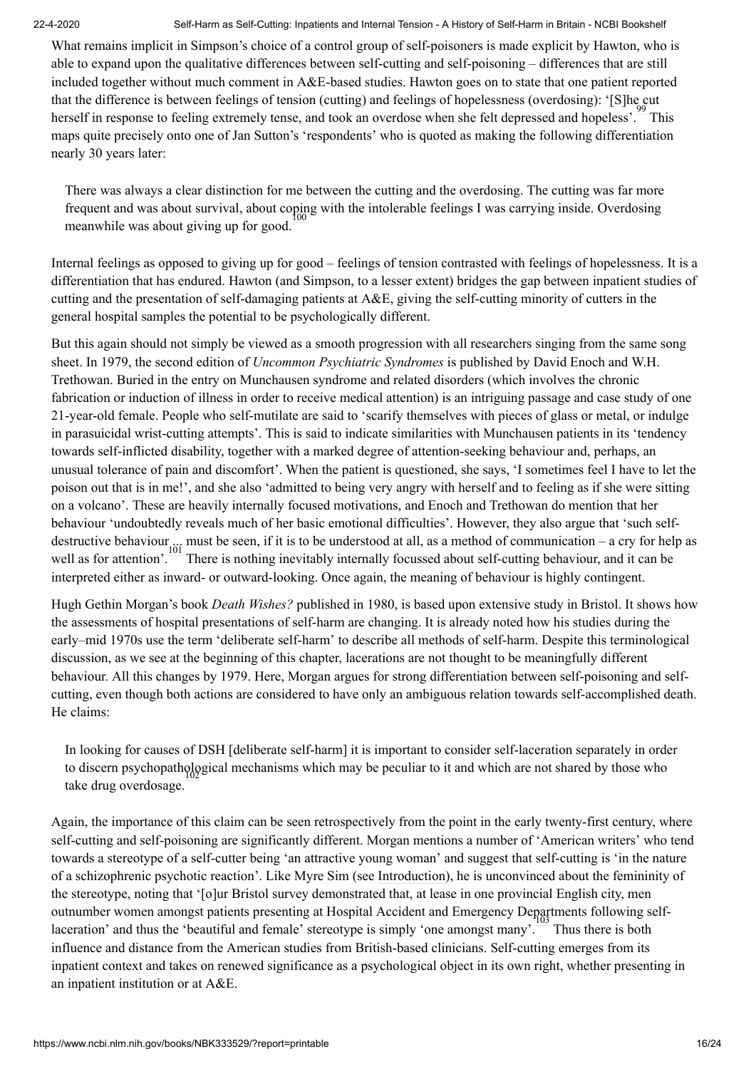What remains implicit in Simpson's choice of a control group of self-poisoners is made explicit by Hawton, who is able to expand upon the qualitative differences between self-cutting and self-poisoning – differences that are still included together without much comment in A&E-based studies. Hawton goes on to state that one patient reported that the difference is between feelings of tension (cutting) and feelings of hopelessness (overdosing): '[S]he cut herself in response to feeling extremely tense, and took an overdose when she felt depressed and hopeless'.[99] This maps quite precisely onto one of Jan Sutton's 'respondents' who is quoted as making the following differentiation nearly 30 years later:

> There was always a clear distinction for me between the cutting and the overdosing. The cutting was far more frequent and was about survival, about coping with the intolerable feelings I was carrying inside. Overdosing meanwhile was about giving up for good.[100]

Internal feelings as opposed to giving up for good – feelings of tension contrasted with feelings of hopelessness. It is a differentiation that has endured. Hawton (and Simpson, to a lesser extent) bridges the gap between inpatient studies of cutting and the presentation of self-damaging patients at A&E, giving the self-cutting minority of cutters in the general hospital samples the potential to be psychologically different.

But this again should not simply be viewed as a smooth progression with all researchers singing from the same song sheet. In 1979, the second edition of *Uncommon Psychiatric Syndromes* is published by David Enoch and W.H. Trethowan. Buried in the entry on Munchausen syndrome and related disorders (which involves the chronic fabrication or induction of illness in order to receive medical attention) is an intriguing passage and case study of one 21-year-old female. People who self-mutilate are said to 'scarify themselves with pieces of glass or metal, or indulge in parasuicidal wrist-cutting attempts'. This is said to indicate similarities with Munchausen patients in its 'tendency towards self-inflicted disability, together with a marked degree of attention-seeking behaviour and, perhaps, an unusual tolerance of pain and discomfort'. When the patient is questioned, she says, 'I sometimes feel I have to let the poison out that is in me!', and she also 'admitted to being very angry with herself and to feeling as if she were sitting on a volcano'. These are heavily internally focused motivations, and Enoch and Trethowan do mention that her behaviour 'undoubtedly reveals much of her basic emotional difficulties'. However, they also argue that 'such self-destructive behaviour ... must be seen, if it is to be understood at all, as a method of communication – a cry for help as well as for attention'.[101] There is nothing inevitably internally focussed about self-cutting behaviour, and it can be interpreted either as inward- or outward-looking. Once again, the meaning of behaviour is highly contingent.

Hugh Gethin Morgan's book *Death Wishes?* published in 1980, is based upon extensive study in Bristol. It shows how the assessments of hospital presentations of self-harm are changing. It is already noted how his studies during the early–mid 1970s use the term 'deliberate self-harm' to describe all methods of self-harm. Despite this terminological discussion, as we see at the beginning of this chapter, lacerations are not thought to be meaningfully different behaviour. All this changes by 1979. Here, Morgan argues for strong differentiation between self-poisoning and self-cutting, even though both actions are considered to have only an ambiguous relation towards self-accomplished death. He claims:

> In looking for causes of DSH [deliberate self-harm] it is important to consider self-laceration separately in order to discern psychopathological mechanisms which may be peculiar to it and which are not shared by those who take drug overdosage.[102]

Again, the importance of this claim can be seen retrospectively from the point in the early twenty-first century, where self-cutting and self-poisoning are significantly different. Morgan mentions a number of 'American writers' who tend towards a stereotype of a self-cutter being 'an attractive young woman' and suggest that self-cutting is 'in the nature of a schizophrenic psychotic reaction'. Like Myre Sim (see Introduction), he is unconvinced about the femininity of the stereotype, noting that '[o]ur Bristol survey demonstrated that, at lease in one provincial English city, men outnumber women amongst patients presenting at Hospital Accident and Emergency Departments following self-laceration' and thus the 'beautiful and female' stereotype is simply 'one amongst many'.[103] Thus there is both influence and distance from the American studies from British-based clinicians. Self-cutting emerges from its inpatient context and takes on renewed significance as a psychological object in its own right, whether presenting in an inpatient institution or at A&E.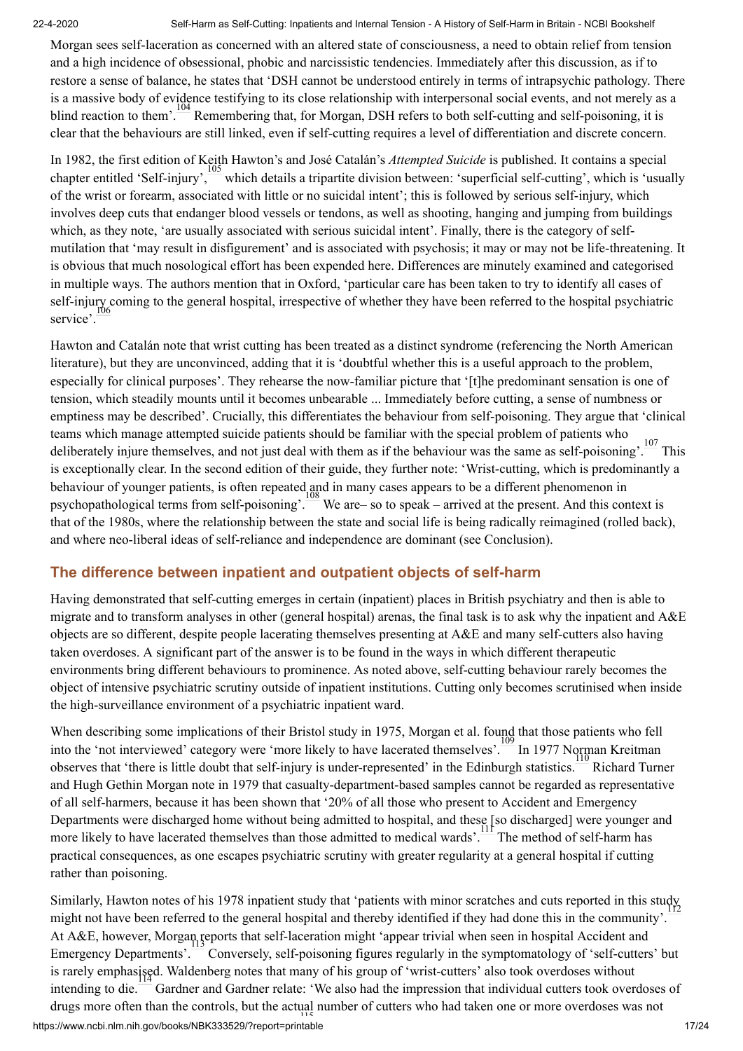Morgan sees self-laceration as concerned with an altered state of consciousness, a need to obtain relief from tension and a high incidence of obsessional, phobic and narcissistic tendencies. Immediately after this discussion, as if to restore a sense of balance, he states that 'DSH cannot be understood entirely in terms of intrapsychic pathology. There is a massive body of evidence testifying to its close relationship with interpersonal social events, and not merely as a blind reaction to them'.[104] Remembering that, for Morgan, DSH refers to both self-cutting and self-poisoning, it is clear that the behaviours are still linked, even if self-cutting requires a level of differentiation and discrete concern.

In 1982, the first edition of Keith Hawton's and José Catalán's *Attempted Suicide* is published. It contains a special chapter entitled 'Self-injury',[105] which details a tripartite division between: 'superficial self-cutting', which is 'usually of the wrist or forearm, associated with little or no suicidal intent'; this is followed by serious self-injury, which involves deep cuts that endanger blood vessels or tendons, as well as shooting, hanging and jumping from buildings which, as they note, 'are usually associated with serious suicidal intent'. Finally, there is the category of self-mutilation that 'may result in disfigurement' and is associated with psychosis; it may or may not be life-threatening. It is obvious that much nosological effort has been expended here. Differences are minutely examined and categorised in multiple ways. The authors mention that in Oxford, 'particular care has been taken to try to identify all cases of self-injury coming to the general hospital, irrespective of whether they have been referred to the hospital psychiatric service'.[106]

Hawton and Catalán note that wrist cutting has been treated as a distinct syndrome (referencing the North American literature), but they are unconvinced, adding that it is 'doubtful whether this is a useful approach to the problem, especially for clinical purposes'. They rehearse the now-familiar picture that '[t]he predominant sensation is one of tension, which steadily mounts until it becomes unbearable ... Immediately before cutting, a sense of numbness or emptiness may be described'. Crucially, this differentiates the behaviour from self-poisoning. They argue that 'clinical teams which manage attempted suicide patients should be familiar with the special problem of patients who deliberately injure themselves, and not just deal with them as if the behaviour was the same as self-poisoning'.[107] This is exceptionally clear. In the second edition of their guide, they further note: 'Wrist-cutting, which is predominantly a behaviour of younger patients, is often repeated and in many cases appears to be a different phenomenon in psychopathological terms from self-poisoning'.[108] We are– so to speak – arrived at the present. And this context is that of the 1980s, where the relationship between the state and social life is being radically reimagined (rolled back), and where neo-liberal ideas of self-reliance and independence are dominant (see Conclusion).

## The difference between inpatient and outpatient objects of self-harm

Having demonstrated that self-cutting emerges in certain (inpatient) places in British psychiatry and then is able to migrate and to transform analyses in other (general hospital) arenas, the final task is to ask why the inpatient and A&E objects are so different, despite people lacerating themselves presenting at A&E and many self-cutters also having taken overdoses. A significant part of the answer is to be found in the ways in which different therapeutic environments bring different behaviours to prominence. As noted above, self-cutting behaviour rarely becomes the object of intensive psychiatric scrutiny outside of inpatient institutions. Cutting only becomes scrutinised when inside the high-surveillance environment of a psychiatric inpatient ward.

When describing some implications of their Bristol study in 1975, Morgan et al. found that those patients who fell into the 'not interviewed' category were 'more likely to have lacerated themselves'.[109] In 1977 Norman Kreitman observes that 'there is little doubt that self-injury is under-represented' in the Edinburgh statistics.[110] Richard Turner and Hugh Gethin Morgan note in 1979 that casualty-department-based samples cannot be regarded as representative of all self-harmers, because it has been shown that '20% of all those who present to Accident and Emergency Departments were discharged home without being admitted to hospital, and these [so discharged] were younger and more likely to have lacerated themselves than those admitted to medical wards'.[111] The method of self-harm has practical consequences, as one escapes psychiatric scrutiny with greater regularity at a general hospital if cutting rather than poisoning.

Similarly, Hawton notes of his 1978 inpatient study that 'patients with minor scratches and cuts reported in this study might not have been referred to the general hospital and thereby identified if they had done this in the community'.[112] At A&E, however, Morgan reports that self-laceration might 'appear trivial when seen in hospital Accident and Emergency Departments'.[113] Conversely, self-poisoning figures regularly in the symptomatology of 'self-cutters' but is rarely emphasised. Waldenberg notes that many of his group of 'wrist-cutters' also took overdoses without intending to die.[114] Gardner and Gardner relate: 'We also had the impression that individual cutters took overdoses of drugs more often than the controls, but the actual number of cutters who had taken one or more overdoses was not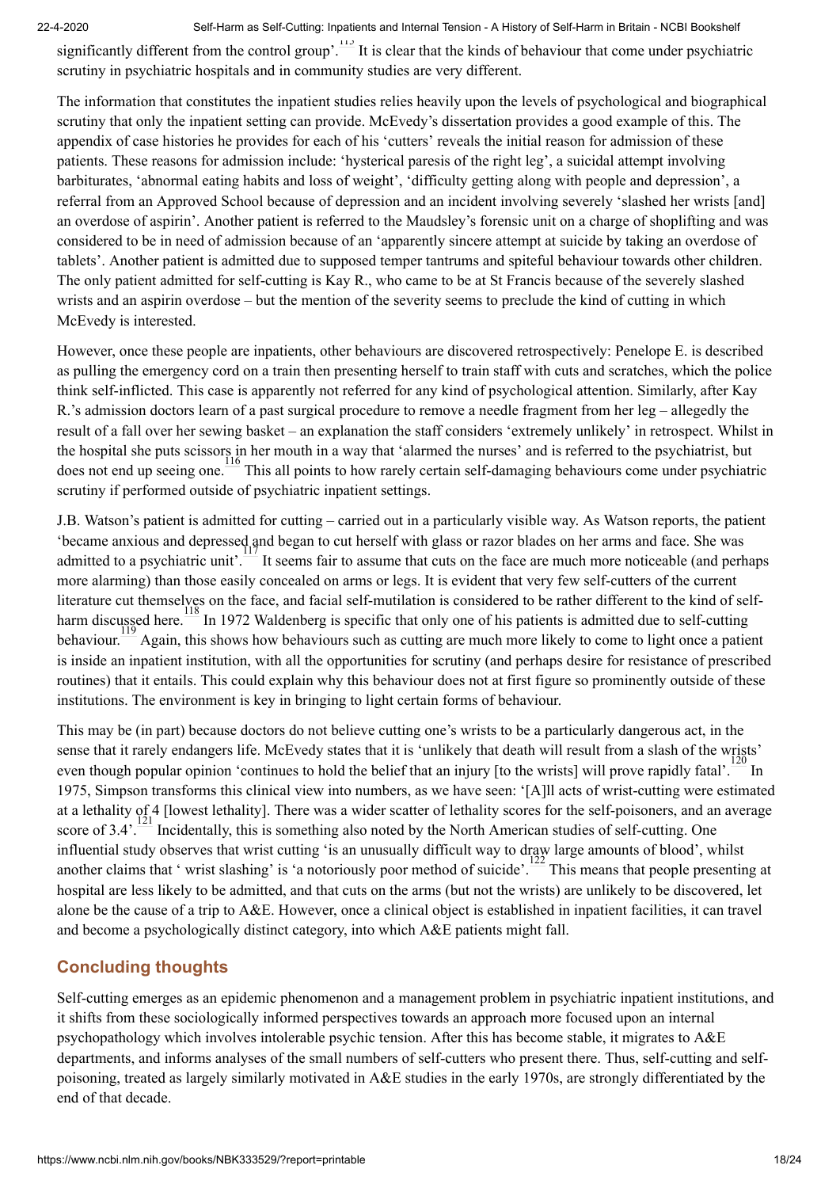significantly different from the control group'.[115] It is clear that the kinds of behaviour that come under psychiatric scrutiny in psychiatric hospitals and in community studies are very different.

The information that constitutes the inpatient studies relies heavily upon the levels of psychological and biographical scrutiny that only the inpatient setting can provide. McEvedy's dissertation provides a good example of this. The appendix of case histories he provides for each of his 'cutters' reveals the initial reason for admission of these patients. These reasons for admission include: 'hysterical paresis of the right leg', a suicidal attempt involving barbiturates, 'abnormal eating habits and loss of weight', 'difficulty getting along with people and depression', a referral from an Approved School because of depression and an incident involving severely 'slashed her wrists [and] an overdose of aspirin'. Another patient is referred to the Maudsley's forensic unit on a charge of shoplifting and was considered to be in need of admission because of an 'apparently sincere attempt at suicide by taking an overdose of tablets'. Another patient is admitted due to supposed temper tantrums and spiteful behaviour towards other children. The only patient admitted for self-cutting is Kay R., who came to be at St Francis because of the severely slashed wrists and an aspirin overdose – but the mention of the severity seems to preclude the kind of cutting in which McEvedy is interested.

However, once these people are inpatients, other behaviours are discovered retrospectively: Penelope E. is described as pulling the emergency cord on a train then presenting herself to train staff with cuts and scratches, which the police think self-inflicted. This case is apparently not referred for any kind of psychological attention. Similarly, after Kay R.'s admission doctors learn of a past surgical procedure to remove a needle fragment from her leg – allegedly the result of a fall over her sewing basket – an explanation the staff considers 'extremely unlikely' in retrospect. Whilst in the hospital she puts scissors in her mouth in a way that 'alarmed the nurses' and is referred to the psychiatrist, but does not end up seeing one.[116] This all points to how rarely certain self-damaging behaviours come under psychiatric scrutiny if performed outside of psychiatric inpatient settings.

J.B. Watson's patient is admitted for cutting – carried out in a particularly visible way. As Watson reports, the patient 'became anxious and depressed and began to cut herself with glass or razor blades on her arms and face. She was admitted to a psychiatric unit'.[117] It seems fair to assume that cuts on the face are much more noticeable (and perhaps more alarming) than those easily concealed on arms or legs. It is evident that very few self-cutters of the current literature cut themselves on the face, and facial self-mutilation is considered to be rather different to the kind of self-harm discussed here.[118] In 1972 Waldenberg is specific that only one of his patients is admitted due to self-cutting behaviour.[119] Again, this shows how behaviours such as cutting are much more likely to come to light once a patient is inside an inpatient institution, with all the opportunities for scrutiny (and perhaps desire for resistance of prescribed routines) that it entails. This could explain why this behaviour does not at first figure so prominently outside of these institutions. The environment is key in bringing to light certain forms of behaviour.

This may be (in part) because doctors do not believe cutting one's wrists to be a particularly dangerous act, in the sense that it rarely endangers life. McEvedy states that it is 'unlikely that death will result from a slash of the wrists' even though popular opinion 'continues to hold the belief that an injury [to the wrists] will prove rapidly fatal'.[120] In 1975, Simpson transforms this clinical view into numbers, as we have seen: '[A]ll acts of wrist-cutting were estimated at a lethality of 4 [lowest lethality]. There was a wider scatter of lethality scores for the self-poisoners, and an average score of 3.4'.[121] Incidentally, this is something also noted by the North American studies of self-cutting. One influential study observes that wrist cutting 'is an unusually difficult way to draw large amounts of blood', whilst another claims that ' wrist slashing' is 'a notoriously poor method of suicide'.[122] This means that people presenting at hospital are less likely to be admitted, and that cuts on the arms (but not the wrists) are unlikely to be discovered, let alone be the cause of a trip to A&E. However, once a clinical object is established in inpatient facilities, it can travel and become a psychologically distinct category, into which A&E patients might fall.

## Concluding thoughts

Self-cutting emerges as an epidemic phenomenon and a management problem in psychiatric inpatient institutions, and it shifts from these sociologically informed perspectives towards an approach more focused upon an internal psychopathology which involves intolerable psychic tension. After this has become stable, it migrates to A&E departments, and informs analyses of the small numbers of self-cutters who present there. Thus, self-cutting and self-poisoning, treated as largely similarly motivated in A&E studies in the early 1970s, are strongly differentiated by the end of that decade.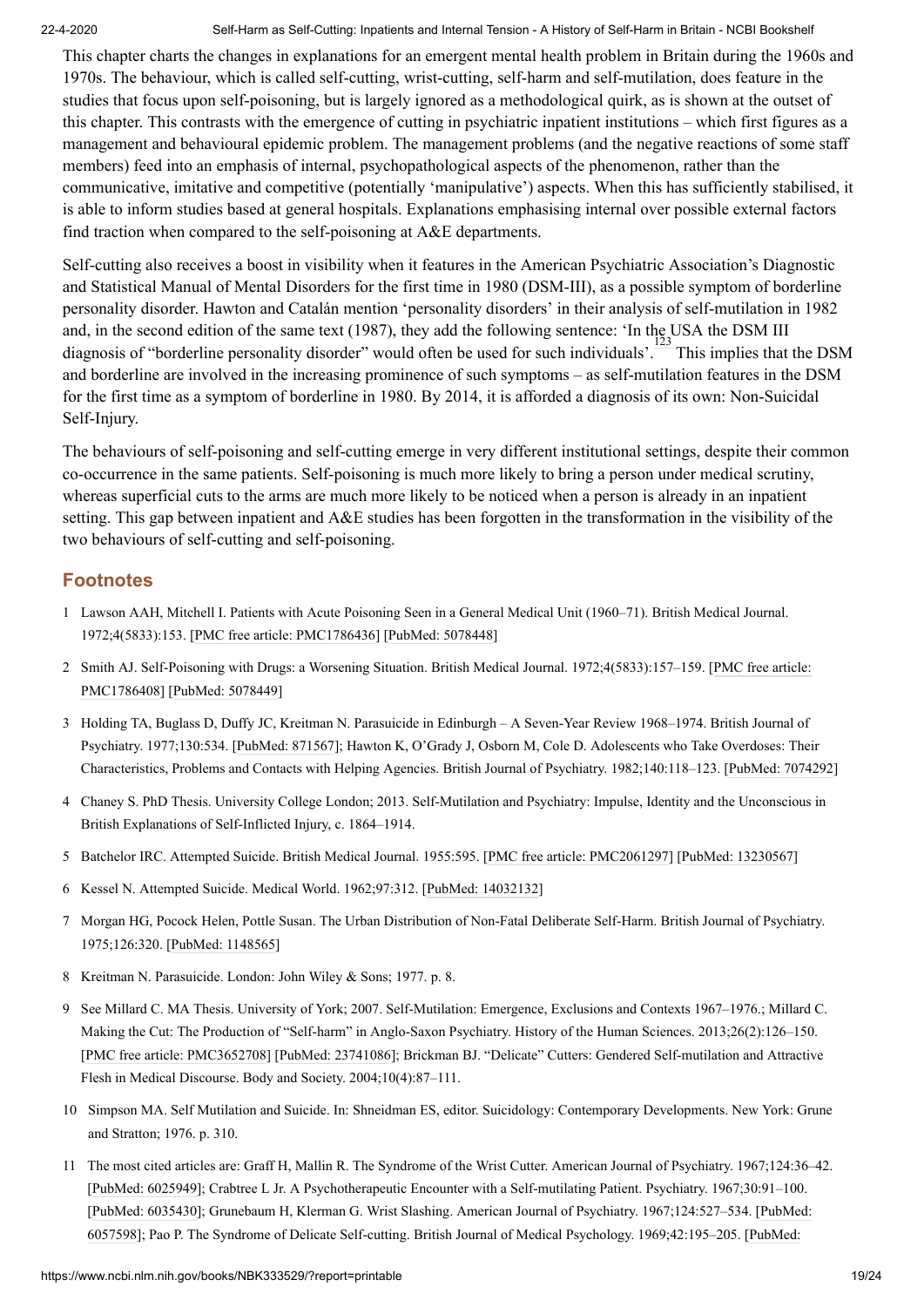This chapter charts the changes in explanations for an emergent mental health problem in Britain during the 1960s and 1970s. The behaviour, which is called self-cutting, wrist-cutting, self-harm and self-mutilation, does feature in the studies that focus upon self-poisoning, but is largely ignored as a methodological quirk, as is shown at the outset of this chapter. This contrasts with the emergence of cutting in psychiatric inpatient institutions – which first figures as a management and behavioural epidemic problem. The management problems (and the negative reactions of some staff members) feed into an emphasis of internal, psychopathological aspects of the phenomenon, rather than the communicative, imitative and competitive (potentially 'manipulative') aspects. When this has sufficiently stabilised, it is able to inform studies based at general hospitals. Explanations emphasising internal over possible external factors find traction when compared to the self-poisoning at A&E departments.

Self-cutting also receives a boost in visibility when it features in the American Psychiatric Association's Diagnostic and Statistical Manual of Mental Disorders for the first time in 1980 (DSM-III), as a possible symptom of borderline personality disorder. Hawton and Catalán mention 'personality disorders' in their analysis of self-mutilation in 1982 and, in the second edition of the same text (1987), they add the following sentence: 'In the USA the DSM III diagnosis of "borderline personality disorder" would often be used for such individuals'.[123] This implies that the DSM and borderline are involved in the increasing prominence of such symptoms – as self-mutilation features in the DSM for the first time as a symptom of borderline in 1980. By 2014, it is afforded a diagnosis of its own: Non-Suicidal Self-Injury.

The behaviours of self-poisoning and self-cutting emerge in very different institutional settings, despite their common co-occurrence in the same patients. Self-poisoning is much more likely to bring a person under medical scrutiny, whereas superficial cuts to the arms are much more likely to be noticed when a person is already in an inpatient setting. This gap between inpatient and A&E studies has been forgotten in the transformation in the visibility of the two behaviours of self-cutting and self-poisoning.

## Footnotes

1. Lawson AAH, Mitchell I. Patients with Acute Poisoning Seen in a General Medical Unit (1960–71). British Medical Journal. 1972;4(5833):153. [PMC free article: PMC1786436] [PubMed: 5078448]
2. Smith AJ. Self-Poisoning with Drugs: a Worsening Situation. British Medical Journal. 1972;4(5833):157–159. [PMC free article: PMC1786408] [PubMed: 5078449]
3. Holding TA, Buglass D, Duffy JC, Kreitman N. Parasuicide in Edinburgh – A Seven-Year Review 1968–1974. British Journal of Psychiatry. 1977;130:534. [PubMed: 871567]; Hawton K, O'Grady J, Osborn M, Cole D. Adolescents who Take Overdoses: Their Characteristics, Problems and Contacts with Helping Agencies. British Journal of Psychiatry. 1982;140:118–123. [PubMed: 7074292]
4. Chaney S. PhD Thesis. University College London; 2013. Self-Mutilation and Psychiatry: Impulse, Identity and the Unconscious in British Explanations of Self-Inflicted Injury, c. 1864–1914.
5. Batchelor IRC. Attempted Suicide. British Medical Journal. 1955:595. [PMC free article: PMC2061297] [PubMed: 13230567]
6. Kessel N. Attempted Suicide. Medical World. 1962;97:312. [PubMed: 14032132]
7. Morgan HG, Pocock Helen, Pottle Susan. The Urban Distribution of Non-Fatal Deliberate Self-Harm. British Journal of Psychiatry. 1975;126:320. [PubMed: 1148565]
8. Kreitman N. Parasuicide. London: John Wiley & Sons; 1977. p. 8.
9. See Millard C. MA Thesis. University of York; 2007. Self-Mutilation: Emergence, Exclusions and Contexts 1967–1976.; Millard C. Making the Cut: The Production of "Self-harm" in Anglo-Saxon Psychiatry. History of the Human Sciences. 2013;26(2):126–150. [PMC free article: PMC3652708] [PubMed: 23741086]; Brickman BJ. "Delicate" Cutters: Gendered Self-mutilation and Attractive Flesh in Medical Discourse. Body and Society. 2004;10(4):87–111.
10. Simpson MA. Self Mutilation and Suicide. In: Shneidman ES, editor. Suicidology: Contemporary Developments. New York: Grune and Stratton; 1976. p. 310.
11. The most cited articles are: Graff H, Mallin R. The Syndrome of the Wrist Cutter. American Journal of Psychiatry. 1967;124:36–42. [PubMed: 6025949]; Crabtree L Jr. A Psychotherapeutic Encounter with a Self-mutilating Patient. Psychiatry. 1967;30:91–100. [PubMed: 6035430]; Grunebaum H, Klerman G. Wrist Slashing. American Journal of Psychiatry. 1967;124:527–534. [PubMed: 6057598]; Pao P. The Syndrome of Delicate Self-cutting. British Journal of Medical Psychology. 1969;42:195–205. [PubMed: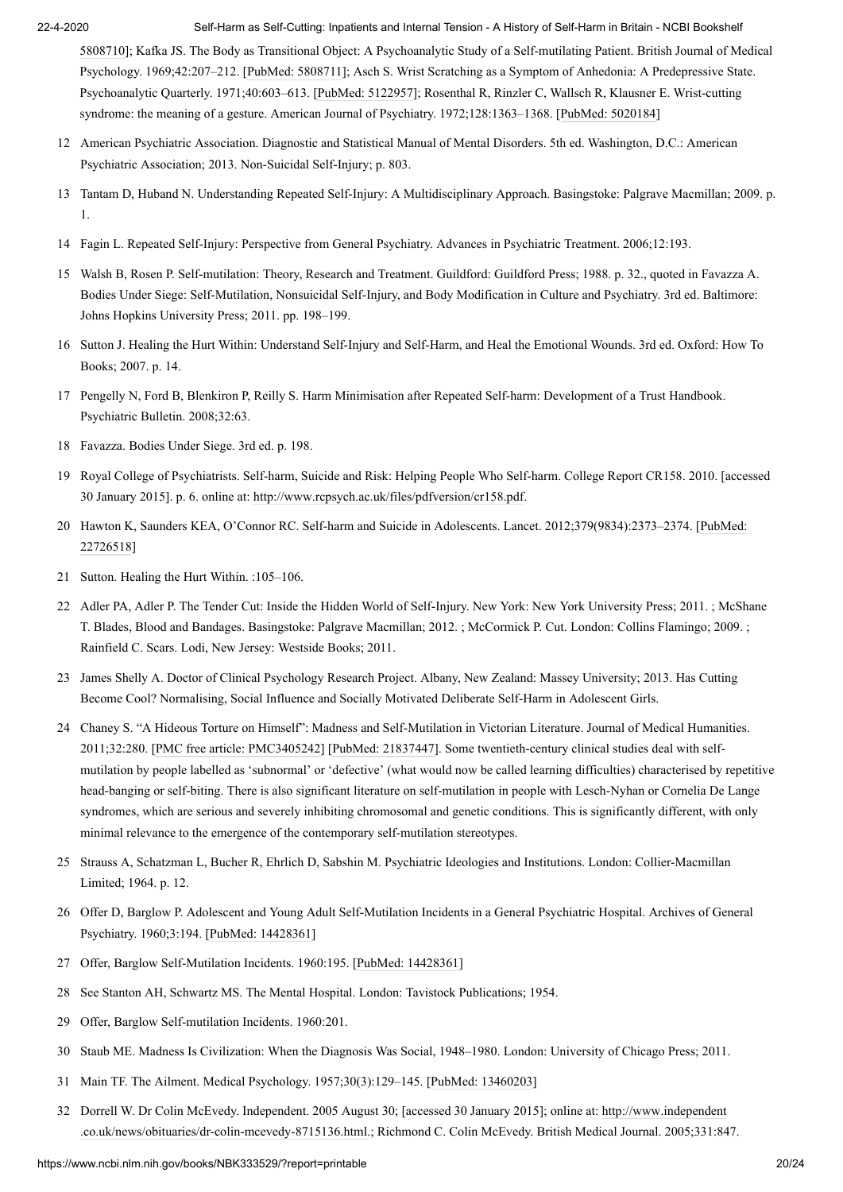5808710]; Kafka JS. The Body as Transitional Object: A Psychoanalytic Study of a Self-mutilating Patient. British Journal of Medical Psychology. 1969;42:207–212. [PubMed: 5808711]; Asch S. Wrist Scratching as a Symptom of Anhedonia: A Predepressive State. Psychoanalytic Quarterly. 1971;40:603–613. [PubMed: 5122957]; Rosenthal R, Rinzler C, Wallsch R, Klausner E. Wrist-cutting syndrome: the meaning of a gesture. American Journal of Psychiatry. 1972;128:1363–1368. [PubMed: 5020184]

12 American Psychiatric Association. Diagnostic and Statistical Manual of Mental Disorders. 5th ed. Washington, D.C.: American Psychiatric Association; 2013. Non-Suicidal Self-Injury; p. 803.

13 Tantam D, Huband N. Understanding Repeated Self-Injury: A Multidisciplinary Approach. Basingstoke: Palgrave Macmillan; 2009. p. 1.

14 Fagin L. Repeated Self-Injury: Perspective from General Psychiatry. Advances in Psychiatric Treatment. 2006;12:193.

15 Walsh B, Rosen P. Self-mutilation: Theory, Research and Treatment. Guildford: Guildford Press; 1988. p. 32., quoted in Favazza A. Bodies Under Siege: Self-Mutilation, Nonsuicidal Self-Injury, and Body Modification in Culture and Psychiatry. 3rd ed. Baltimore: Johns Hopkins University Press; 2011. pp. 198–199.

16 Sutton J. Healing the Hurt Within: Understand Self-Injury and Self-Harm, and Heal the Emotional Wounds. 3rd ed. Oxford: How To Books; 2007. p. 14.

17 Pengelly N, Ford B, Blenkiron P, Reilly S. Harm Minimisation after Repeated Self-harm: Development of a Trust Handbook. Psychiatric Bulletin. 2008;32:63.

18 Favazza. Bodies Under Siege. 3rd ed. p. 198.

19 Royal College of Psychiatrists. Self-harm, Suicide and Risk: Helping People Who Self-harm. College Report CR158. 2010. [accessed 30 January 2015]. p. 6. online at: http://www.rcpsych.ac.uk/files/pdfversion/cr158.pdf.

20 Hawton K, Saunders KEA, O'Connor RC. Self-harm and Suicide in Adolescents. Lancet. 2012;379(9834):2373–2374. [PubMed: 22726518]

21 Sutton. Healing the Hurt Within. :105–106.

22 Adler PA, Adler P. The Tender Cut: Inside the Hidden World of Self-Injury. New York: New York University Press; 2011. ; McShane T. Blades, Blood and Bandages. Basingstoke: Palgrave Macmillan; 2012. ; McCormick P. Cut. London: Collins Flamingo; 2009. ; Rainfield C. Scars. Lodi, New Jersey: Westside Books; 2011.

23 James Shelly A. Doctor of Clinical Psychology Research Project. Albany, New Zealand: Massey University; 2013. Has Cutting Become Cool? Normalising, Social Influence and Socially Motivated Deliberate Self-Harm in Adolescent Girls.

24 Chaney S. "A Hideous Torture on Himself": Madness and Self-Mutilation in Victorian Literature. Journal of Medical Humanities. 2011;32:280. [PMC free article: PMC3405242] [PubMed: 21837447]. Some twentieth-century clinical studies deal with self-mutilation by people labelled as 'subnormal' or 'defective' (what would now be called learning difficulties) characterised by repetitive head-banging or self-biting. There is also significant literature on self-mutilation in people with Lesch-Nyhan or Cornelia De Lange syndromes, which are serious and severely inhibiting chromosomal and genetic conditions. This is significantly different, with only minimal relevance to the emergence of the contemporary self-mutilation stereotypes.

25 Strauss A, Schatzman L, Bucher R, Ehrlich D, Sabshin M. Psychiatric Ideologies and Institutions. London: Collier-Macmillan Limited; 1964. p. 12.

26 Offer D, Barglow P. Adolescent and Young Adult Self-Mutilation Incidents in a General Psychiatric Hospital. Archives of General Psychiatry. 1960;3:194. [PubMed: 14428361]

27 Offer, Barglow Self-Mutilation Incidents. 1960:195. [PubMed: 14428361]

28 See Stanton AH, Schwartz MS. The Mental Hospital. London: Tavistock Publications; 1954.

29 Offer, Barglow Self-mutilation Incidents. 1960:201.

30 Staub ME. Madness Is Civilization: When the Diagnosis Was Social, 1948–1980. London: University of Chicago Press; 2011.

31 Main TF. The Ailment. Medical Psychology. 1957;30(3):129–145. [PubMed: 13460203]

32 Dorrell W. Dr Colin McEvedy. Independent. 2005 August 30; [accessed 30 January 2015]; online at: http://www.independent.co.uk/news/obituaries/dr-colin-mcevedy-8715136.html.; Richmond C. Colin McEvedy. British Medical Journal. 2005;331:847.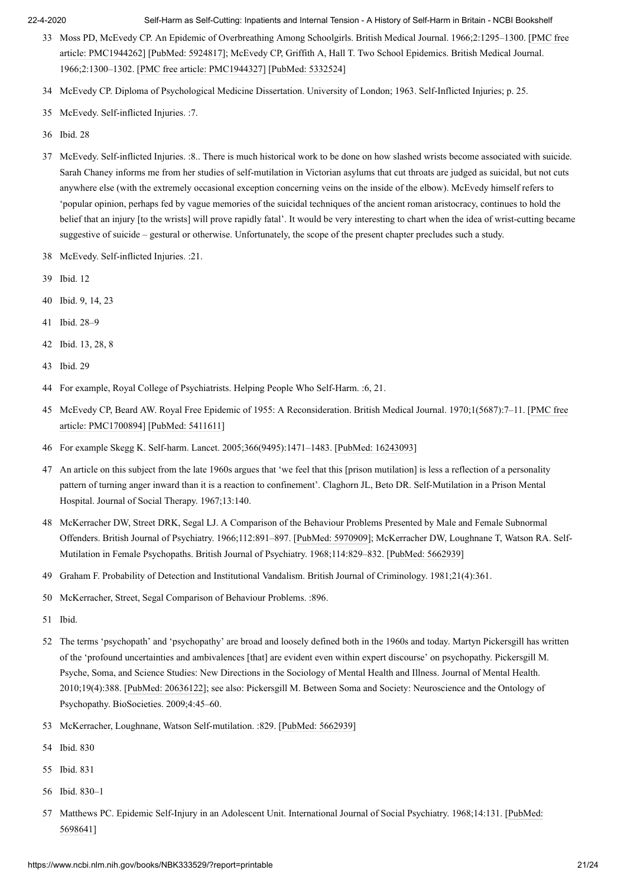33 Moss PD, McEvedy CP. An Epidemic of Overbreathing Among Schoolgirls. British Medical Journal. 1966;2:1295–1300. [PMC free article: PMC1944262] [PubMed: 5924817]; McEvedy CP, Griffith A, Hall T. Two School Epidemics. British Medical Journal. 1966;2:1300–1302. [PMC free article: PMC1944327] [PubMed: 5332524]

34 McEvedy CP. Diploma of Psychological Medicine Dissertation. University of London; 1963. Self-Inflicted Injuries; p. 25.

35 McEvedy. Self-inflicted Injuries. :7.

36 Ibid. 28

37 McEvedy. Self-inflicted Injuries. :8.. There is much historical work to be done on how slashed wrists become associated with suicide. Sarah Chaney informs me from her studies of self-mutilation in Victorian asylums that cut throats are judged as suicidal, but not cuts anywhere else (with the extremely occasional exception concerning veins on the inside of the elbow). McEvedy himself refers to 'popular opinion, perhaps fed by vague memories of the suicidal techniques of the ancient roman aristocracy, continues to hold the belief that an injury [to the wrists] will prove rapidly fatal'. It would be very interesting to chart when the idea of wrist-cutting became suggestive of suicide – gestural or otherwise. Unfortunately, the scope of the present chapter precludes such a study.

38 McEvedy. Self-inflicted Injuries. :21.

39 Ibid. 12

40 Ibid. 9, 14, 23

41 Ibid. 28–9

42 Ibid. 13, 28, 8

43 Ibid. 29

44 For example, Royal College of Psychiatrists. Helping People Who Self-Harm. :6, 21.

45 McEvedy CP, Beard AW. Royal Free Epidemic of 1955: A Reconsideration. British Medical Journal. 1970;1(5687):7–11. [PMC free article: PMC1700894] [PubMed: 5411611]

46 For example Skegg K. Self-harm. Lancet. 2005;366(9495):1471–1483. [PubMed: 16243093]

47 An article on this subject from the late 1960s argues that 'we feel that this [prison mutilation] is less a reflection of a personality pattern of turning anger inward than it is a reaction to confinement'. Claghorn JL, Beto DR. Self-Mutilation in a Prison Mental Hospital. Journal of Social Therapy. 1967;13:140.

48 McKerracher DW, Street DRK, Segal LJ. A Comparison of the Behaviour Problems Presented by Male and Female Subnormal Offenders. British Journal of Psychiatry. 1966;112:891–897. [PubMed: 5970909]; McKerracher DW, Loughnane T, Watson RA. Self-Mutilation in Female Psychopaths. British Journal of Psychiatry. 1968;114:829–832. [PubMed: 5662939]

49 Graham F. Probability of Detection and Institutional Vandalism. British Journal of Criminology. 1981;21(4):361.

50 McKerracher, Street, Segal Comparison of Behaviour Problems. :896.

51 Ibid.

52 The terms 'psychopath' and 'psychopathy' are broad and loosely defined both in the 1960s and today. Martyn Pickersgill has written of the 'profound uncertainties and ambivalences [that] are evident even within expert discourse' on psychopathy. Pickersgill M. Psyche, Soma, and Science Studies: New Directions in the Sociology of Mental Health and Illness. Journal of Mental Health. 2010;19(4):388. [PubMed: 20636122]; see also: Pickersgill M. Between Soma and Society: Neuroscience and the Ontology of Psychopathy. BioSocieties. 2009;4:45–60.

53 McKerracher, Loughnane, Watson Self-mutilation. :829. [PubMed: 5662939]

54 Ibid. 830

55 Ibid. 831

56 Ibid. 830–1

57 Matthews PC. Epidemic Self-Injury in an Adolescent Unit. International Journal of Social Psychiatry. 1968;14:131. [PubMed: 5698641]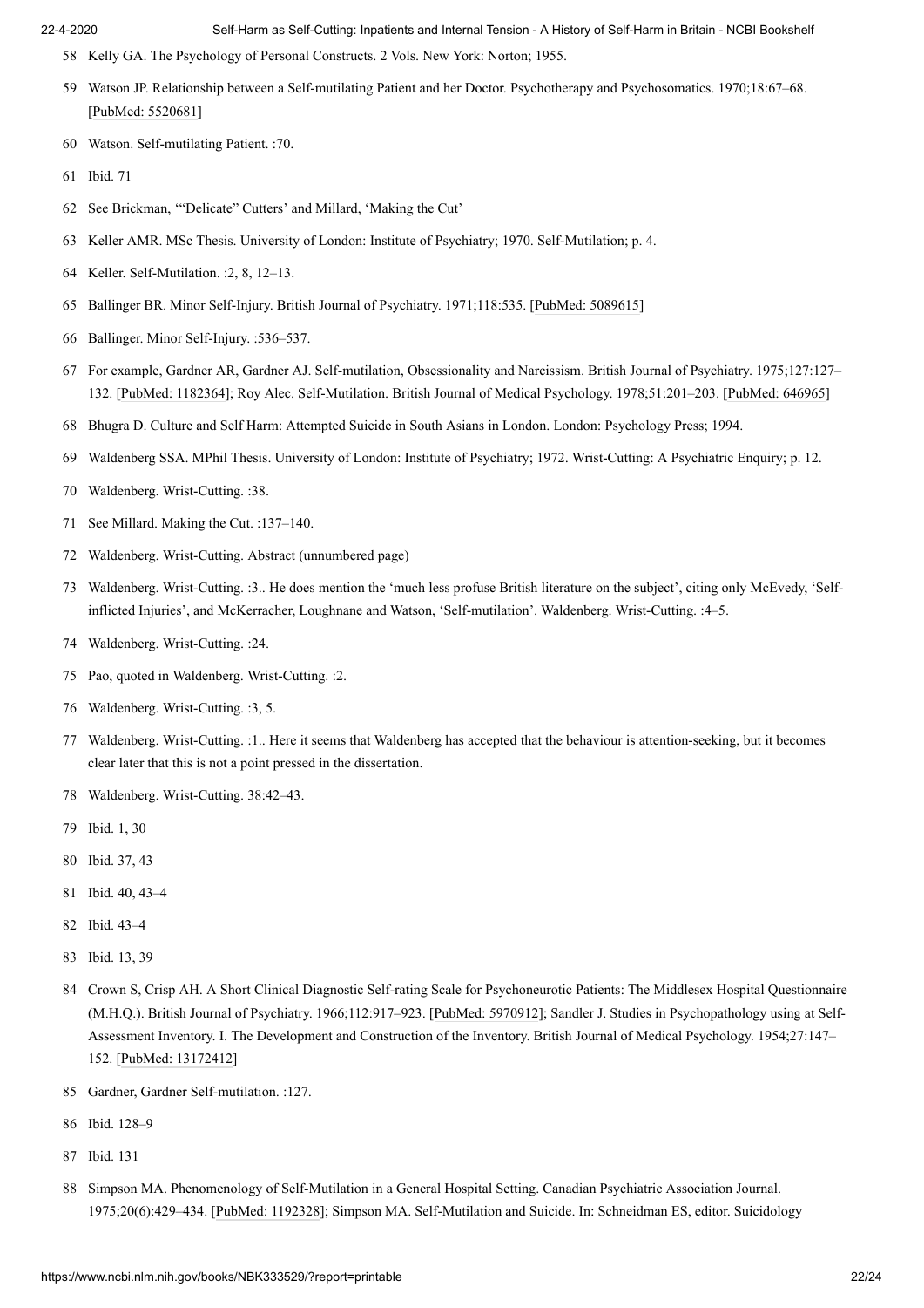58 Kelly GA. The Psychology of Personal Constructs. 2 Vols. New York: Norton; 1955.

59 Watson JP. Relationship between a Self-mutilating Patient and her Doctor. Psychotherapy and Psychosomatics. 1970;18:67–68. [PubMed: 5520681]

60 Watson. Self-mutilating Patient. :70.

61 Ibid. 71

62 See Brickman, '"Delicate" Cutters' and Millard, 'Making the Cut'

63 Keller AMR. MSc Thesis. University of London: Institute of Psychiatry; 1970. Self-Mutilation; p. 4.

64 Keller. Self-Mutilation. :2, 8, 12–13.

65 Ballinger BR. Minor Self-Injury. British Journal of Psychiatry. 1971;118:535. [PubMed: 5089615]

66 Ballinger. Minor Self-Injury. :536–537.

67 For example, Gardner AR, Gardner AJ. Self-mutilation, Obsessionality and Narcissism. British Journal of Psychiatry. 1975;127:127–132. [PubMed: 1182364]; Roy Alec. Self-Mutilation. British Journal of Medical Psychology. 1978;51:201–203. [PubMed: 646965]

68 Bhugra D. Culture and Self Harm: Attempted Suicide in South Asians in London. London: Psychology Press; 1994.

69 Waldenberg SSA. MPhil Thesis. University of London: Institute of Psychiatry; 1972. Wrist-Cutting: A Psychiatric Enquiry; p. 12.

70 Waldenberg. Wrist-Cutting. :38.

71 See Millard. Making the Cut. :137–140.

72 Waldenberg. Wrist-Cutting. Abstract (unnumbered page)

73 Waldenberg. Wrist-Cutting. :3.. He does mention the 'much less profuse British literature on the subject', citing only McEvedy, 'Self-inflicted Injuries', and McKerracher, Loughnane and Watson, 'Self-mutilation'. Waldenberg. Wrist-Cutting. :4–5.

74 Waldenberg. Wrist-Cutting. :24.

75 Pao, quoted in Waldenberg. Wrist-Cutting. :2.

76 Waldenberg. Wrist-Cutting. :3, 5.

77 Waldenberg. Wrist-Cutting. :1.. Here it seems that Waldenberg has accepted that the behaviour is attention-seeking, but it becomes clear later that this is not a point pressed in the dissertation.

78 Waldenberg. Wrist-Cutting. 38:42–43.

79 Ibid. 1, 30

80 Ibid. 37, 43

81 Ibid. 40, 43–4

82 Ibid. 43–4

83 Ibid. 13, 39

84 Crown S, Crisp AH. A Short Clinical Diagnostic Self-rating Scale for Psychoneurotic Patients: The Middlesex Hospital Questionnaire (M.H.Q.). British Journal of Psychiatry. 1966;112:917–923. [PubMed: 5970912]; Sandler J. Studies in Psychopathology using at Self-Assessment Inventory. I. The Development and Construction of the Inventory. British Journal of Medical Psychology. 1954;27:147–152. [PubMed: 13172412]

85 Gardner, Gardner Self-mutilation. :127.

86 Ibid. 128–9

87 Ibid. 131

88 Simpson MA. Phenomenology of Self-Mutilation in a General Hospital Setting. Canadian Psychiatric Association Journal. 1975;20(6):429–434. [PubMed: 1192328]; Simpson MA. Self-Mutilation and Suicide. In: Schneidman ES, editor. Suicidology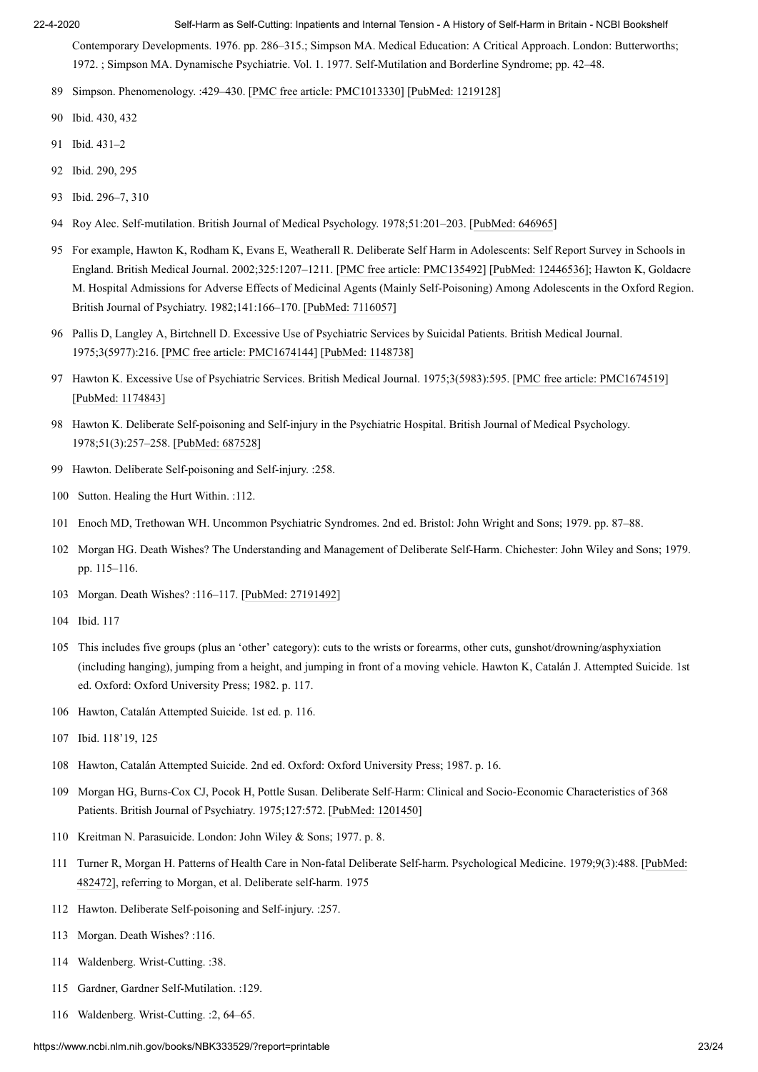Contemporary Developments. 1976. pp. 286–315.; Simpson MA. Medical Education: A Critical Approach. London: Butterworths; 1972. ; Simpson MA. Dynamische Psychiatrie. Vol. 1. 1977. Self-Mutilation and Borderline Syndrome; pp. 42–48.

89. Simpson. Phenomenology. :429–430. [PMC free article: PMC1013330] [PubMed: 1219128]
90. Ibid. 430, 432
91. Ibid. 431–2
92. Ibid. 290, 295
93. Ibid. 296–7, 310
94. Roy Alec. Self-mutilation. British Journal of Medical Psychology. 1978;51:201–203. [PubMed: 646965]
95. For example, Hawton K, Rodham K, Evans E, Weatherall R. Deliberate Self Harm in Adolescents: Self Report Survey in Schools in England. British Medical Journal. 2002;325:1207–1211. [PMC free article: PMC135492] [PubMed: 12446536]; Hawton K, Goldacre M. Hospital Admissions for Adverse Effects of Medicinal Agents (Mainly Self-Poisoning) Among Adolescents in the Oxford Region. British Journal of Psychiatry. 1982;141:166–170. [PubMed: 7116057]
96. Pallis D, Langley A, Birtchnell D. Excessive Use of Psychiatric Services by Suicidal Patients. British Medical Journal. 1975;3(5977):216. [PMC free article: PMC1674144] [PubMed: 1148738]
97. Hawton K. Excessive Use of Psychiatric Services. British Medical Journal. 1975;3(5983):595. [PMC free article: PMC1674519] [PubMed: 1174843]
98. Hawton K. Deliberate Self-poisoning and Self-injury in the Psychiatric Hospital. British Journal of Medical Psychology. 1978;51(3):257–258. [PubMed: 687528]
99. Hawton. Deliberate Self-poisoning and Self-injury. :258.
100. Sutton. Healing the Hurt Within. :112.
101. Enoch MD, Trethowan WH. Uncommon Psychiatric Syndromes. 2nd ed. Bristol: John Wright and Sons; 1979. pp. 87–88.
102. Morgan HG. Death Wishes? The Understanding and Management of Deliberate Self-Harm. Chichester: John Wiley and Sons; 1979. pp. 115–116.
103. Morgan. Death Wishes? :116–117. [PubMed: 27191492]
104. Ibid. 117
105. This includes five groups (plus an 'other' category): cuts to the wrists or forearms, other cuts, gunshot/drowning/asphyxiation (including hanging), jumping from a height, and jumping in front of a moving vehicle. Hawton K, Catalán J. Attempted Suicide. 1st ed. Oxford: Oxford University Press; 1982. p. 117.
106. Hawton, Catalán Attempted Suicide. 1st ed. p. 116.
107. Ibid. 118'19, 125
108. Hawton, Catalán Attempted Suicide. 2nd ed. Oxford: Oxford University Press; 1987. p. 16.
109. Morgan HG, Burns-Cox CJ, Pocok H, Pottle Susan. Deliberate Self-Harm: Clinical and Socio-Economic Characteristics of 368 Patients. British Journal of Psychiatry. 1975;127:572. [PubMed: 1201450]
110. Kreitman N. Parasuicide. London: John Wiley & Sons; 1977. p. 8.
111. Turner R, Morgan H. Patterns of Health Care in Non-fatal Deliberate Self-harm. Psychological Medicine. 1979;9(3):488. [PubMed: 482472], referring to Morgan, et al. Deliberate self-harm. 1975
112. Hawton. Deliberate Self-poisoning and Self-injury. :257.
113. Morgan. Death Wishes? :116.
114. Waldenberg. Wrist-Cutting. :38.
115. Gardner, Gardner Self-Mutilation. :129.
116. Waldenberg. Wrist-Cutting. :2, 64–65.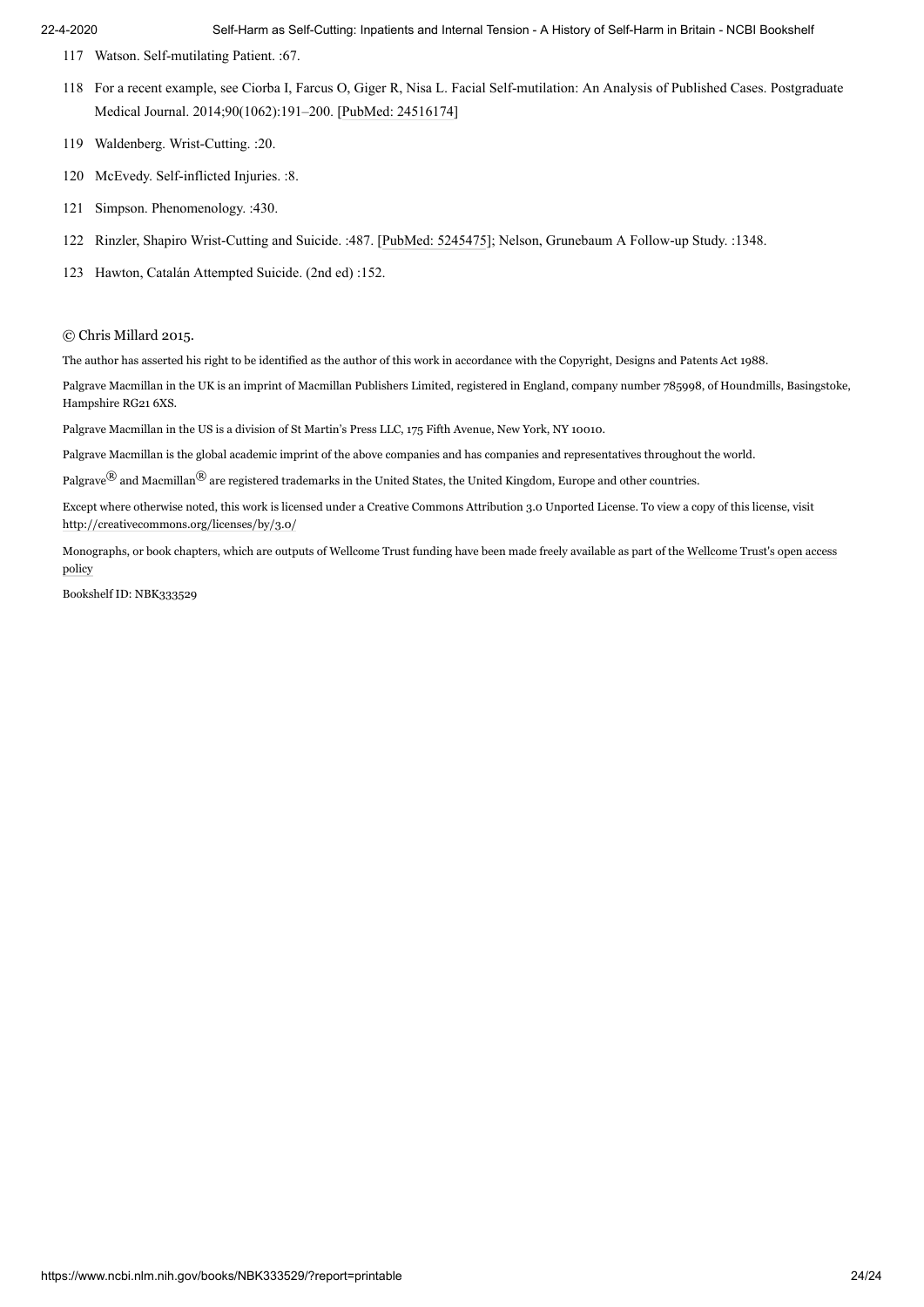117 Watson. Self-mutilating Patient. :67.

118 For a recent example, see Ciorba I, Farcus O, Giger R, Nisa L. Facial Self-mutilation: An Analysis of Published Cases. Postgraduate Medical Journal. 2014;90(1062):191–200. [PubMed: 24516174]

119 Waldenberg. Wrist-Cutting. :20.

120 McEvedy. Self-inflicted Injuries. :8.

121 Simpson. Phenomenology. :430.

122 Rinzler, Shapiro Wrist-Cutting and Suicide. :487. [PubMed: 5245475]; Nelson, Grunebaum A Follow-up Study. :1348.

123 Hawton, Catalán Attempted Suicide. (2nd ed) :152.

© Chris Millard 2015.

The author has asserted his right to be identified as the author of this work in accordance with the Copyright, Designs and Patents Act 1988.

Palgrave Macmillan in the UK is an imprint of Macmillan Publishers Limited, registered in England, company number 785998, of Houndmills, Basingstoke, Hampshire RG21 6XS.

Palgrave Macmillan in the US is a division of St Martin's Press LLC, 175 Fifth Avenue, New York, NY 10010.

Palgrave Macmillan is the global academic imprint of the above companies and has companies and representatives throughout the world.

Palgrave® and Macmillan® are registered trademarks in the United States, the United Kingdom, Europe and other countries.

Except where otherwise noted, this work is licensed under a Creative Commons Attribution 3.0 Unported License. To view a copy of this license, visit http://creativecommons.org/licenses/by/3.0/

Monographs, or book chapters, which are outputs of Wellcome Trust funding have been made freely available as part of the Wellcome Trust's open access policy

Bookshelf ID: NBK333529